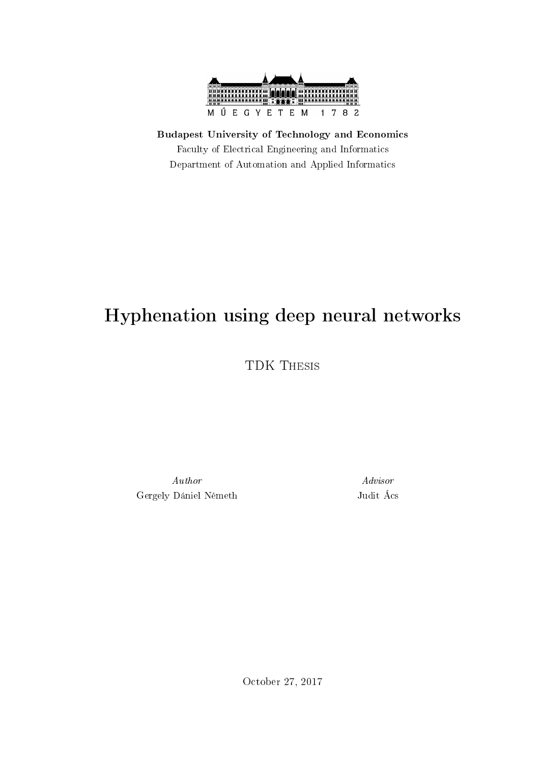MŰEGYETEM 1782

**Budapest University of Technology and Economics**

Faculty of Electrical Engineering and Informatics

Department of Automation and Applied Informatics

# Hyphenation using deep neural networks

TDK Thesis

*Author*

Gergely Dániel Németh

*Advisor*

Judit Ács

October 27, 2017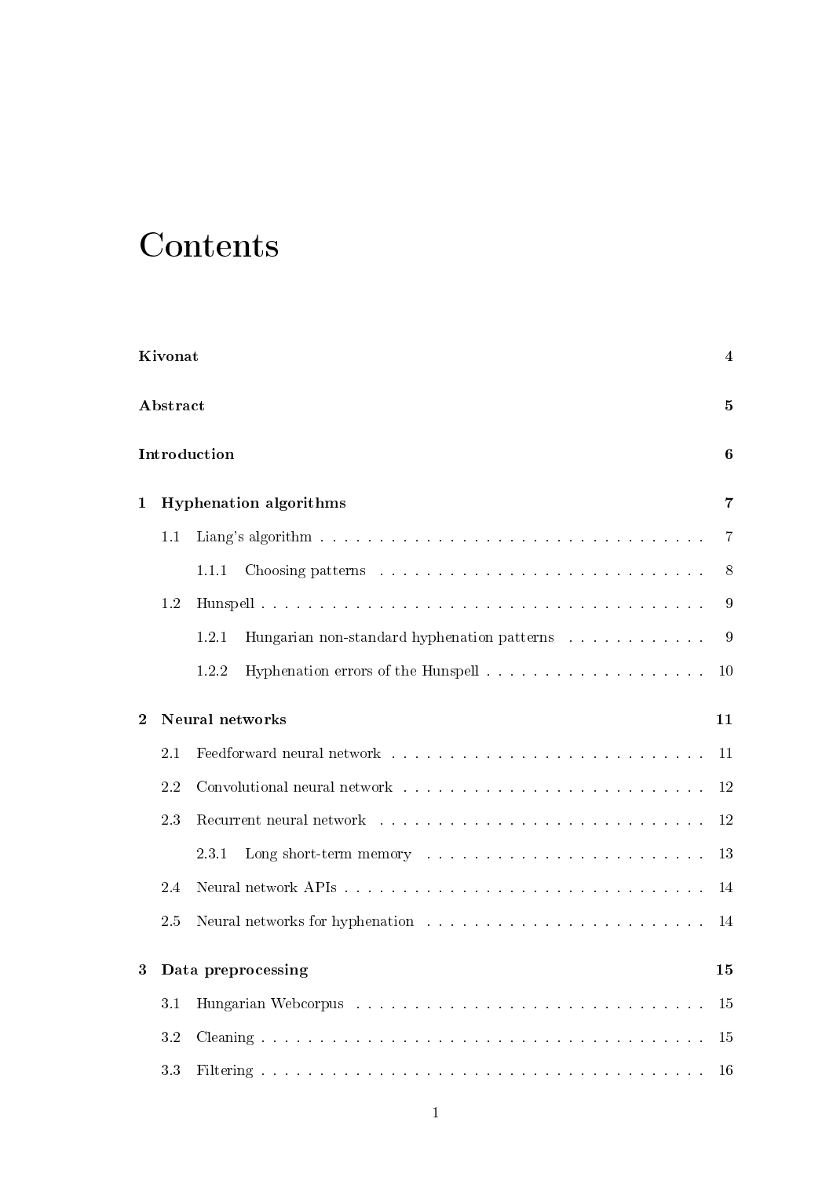# Contents

**Kivonat** **4**

**Abstract** **5**

**Introduction** **6**

**1 Hyphenation algorithms** **7**

- 1.1 Liang's algorithm . . . . . . . . . . . . . . . . . . . . . . . . . . . . . . . . . 7
  - 1.1.1 Choosing patterns . . . . . . . . . . . . . . . . . . . . . . . . . . . . 8
- 1.2 Hunspell . . . . . . . . . . . . . . . . . . . . . . . . . . . . . . . . . . . . . 9
  - 1.2.1 Hungarian non-standard hyphenation patterns . . . . . . . . . . . . 9
  - 1.2.2 Hyphenation errors of the Hunspell . . . . . . . . . . . . . . . . . . . 10

**2 Neural networks** **11**

- 2.1 Feedforward neural network . . . . . . . . . . . . . . . . . . . . . . . . . . . 11
- 2.2 Convolutional neural network . . . . . . . . . . . . . . . . . . . . . . . . . . 12
- 2.3 Recurrent neural network . . . . . . . . . . . . . . . . . . . . . . . . . . . . 12
  - 2.3.1 Long short-term memory . . . . . . . . . . . . . . . . . . . . . . . . 13
- 2.4 Neural network APIs . . . . . . . . . . . . . . . . . . . . . . . . . . . . . . . 14
- 2.5 Neural networks for hyphenation . . . . . . . . . . . . . . . . . . . . . . . . 14

**3 Data preprocessing** **15**

- 3.1 Hungarian Webcorpus . . . . . . . . . . . . . . . . . . . . . . . . . . . . . . 15
- 3.2 Cleaning . . . . . . . . . . . . . . . . . . . . . . . . . . . . . . . . . . . . . . 15
- 3.3 Filtering . . . . . . . . . . . . . . . . . . . . . . . . . . . . . . . . . . . . . . 16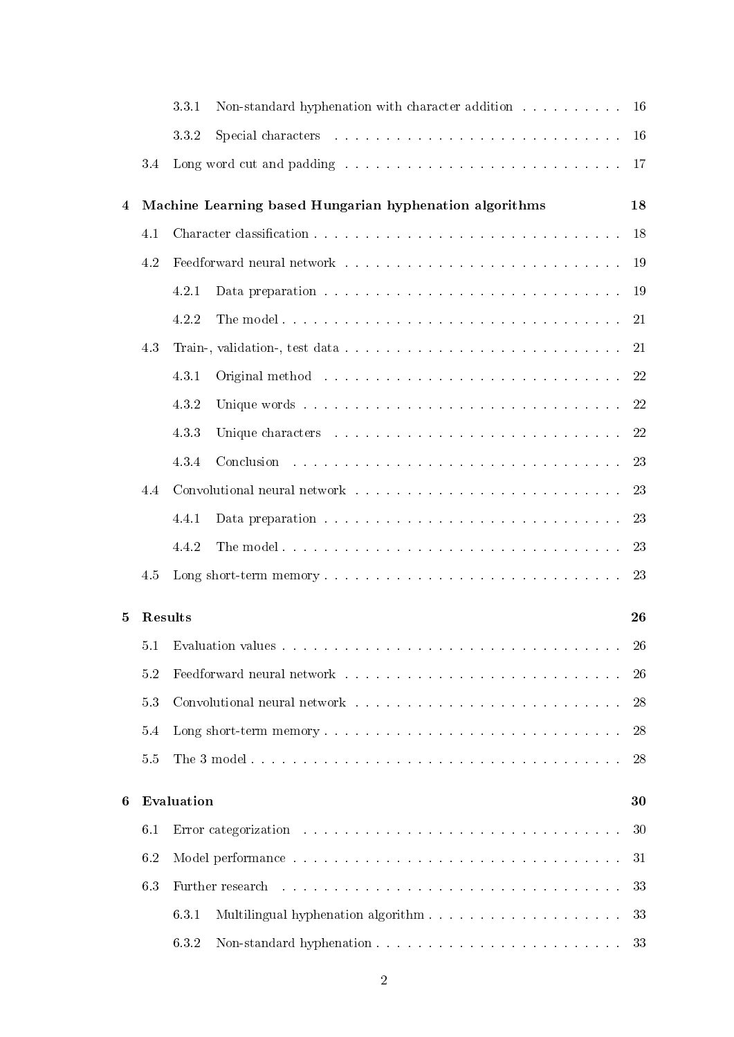3.3.1 Non-standard hyphenation with character addition . . . . . . . . . . 16

3.3.2 Special characters . . . . . . . . . . . . . . . . . . . . . . . . . . . 16

3.4 Long word cut and padding . . . . . . . . . . . . . . . . . . . . . . . . . 17

**4 Machine Learning based Hungarian hyphenation algorithms 18**

4.1 Character classification . . . . . . . . . . . . . . . . . . . . . . . . . . . . 18

4.2 Feedforward neural network . . . . . . . . . . . . . . . . . . . . . . . . . 19

4.2.1 Data preparation . . . . . . . . . . . . . . . . . . . . . . . . . . . . 19

4.2.2 The model . . . . . . . . . . . . . . . . . . . . . . . . . . . . . . . 21

4.3 Train-, validation-, test data . . . . . . . . . . . . . . . . . . . . . . . . . 21

4.3.1 Original method . . . . . . . . . . . . . . . . . . . . . . . . . . . . 22

4.3.2 Unique words . . . . . . . . . . . . . . . . . . . . . . . . . . . . . . 22

4.3.3 Unique characters . . . . . . . . . . . . . . . . . . . . . . . . . . . 22

4.3.4 Conclusion . . . . . . . . . . . . . . . . . . . . . . . . . . . . . . . 23

4.4 Convolutional neural network . . . . . . . . . . . . . . . . . . . . . . . . 23

4.4.1 Data preparation . . . . . . . . . . . . . . . . . . . . . . . . . . . . 23

4.4.2 The model . . . . . . . . . . . . . . . . . . . . . . . . . . . . . . . 23

4.5 Long short-term memory . . . . . . . . . . . . . . . . . . . . . . . . . . . 23

**5 Results 26**

5.1 Evaluation values . . . . . . . . . . . . . . . . . . . . . . . . . . . . . . . 26

5.2 Feedforward neural network . . . . . . . . . . . . . . . . . . . . . . . . . 26

5.3 Convolutional neural network . . . . . . . . . . . . . . . . . . . . . . . . 28

5.4 Long short-term memory . . . . . . . . . . . . . . . . . . . . . . . . . . . 28

5.5 The 3 model . . . . . . . . . . . . . . . . . . . . . . . . . . . . . . . . . . 28

**6 Evaluation 30**

6.1 Error categorization . . . . . . . . . . . . . . . . . . . . . . . . . . . . . 30

6.2 Model performance . . . . . . . . . . . . . . . . . . . . . . . . . . . . . . 31

6.3 Further research . . . . . . . . . . . . . . . . . . . . . . . . . . . . . . . 33

6.3.1 Multilingual hyphenation algorithm . . . . . . . . . . . . . . . . . . 33

6.3.2 Non-standard hyphenation . . . . . . . . . . . . . . . . . . . . . . . 33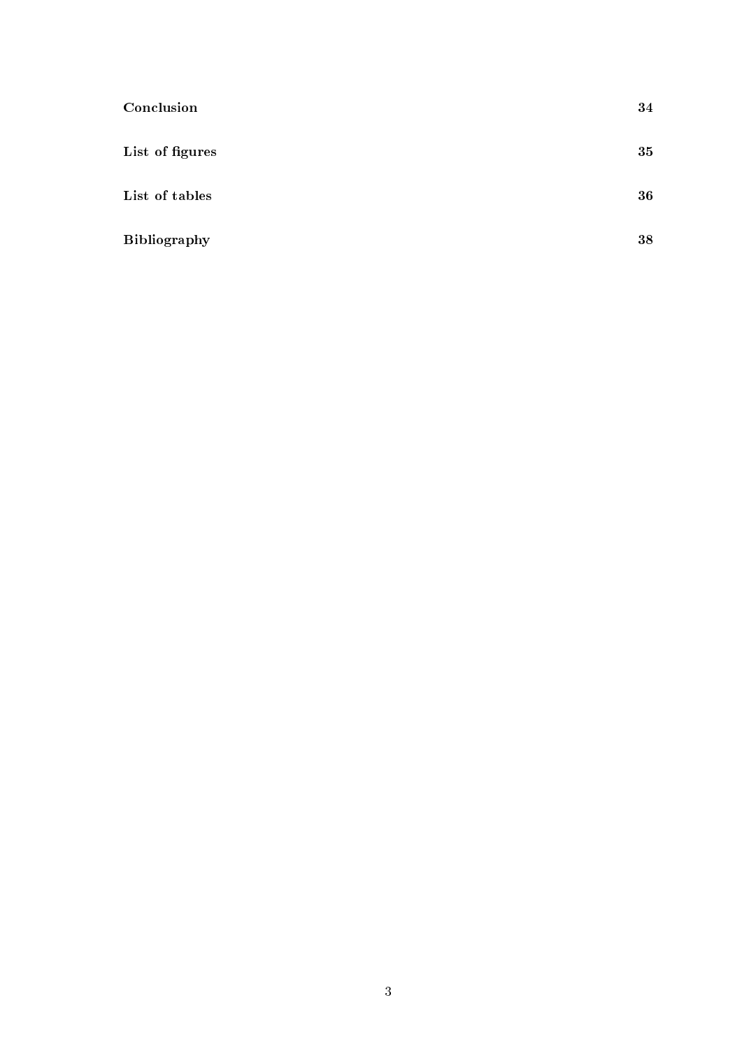**Conclusion** **34**

**List of figures** **35**

**List of tables** **36**

**Bibliography** **38**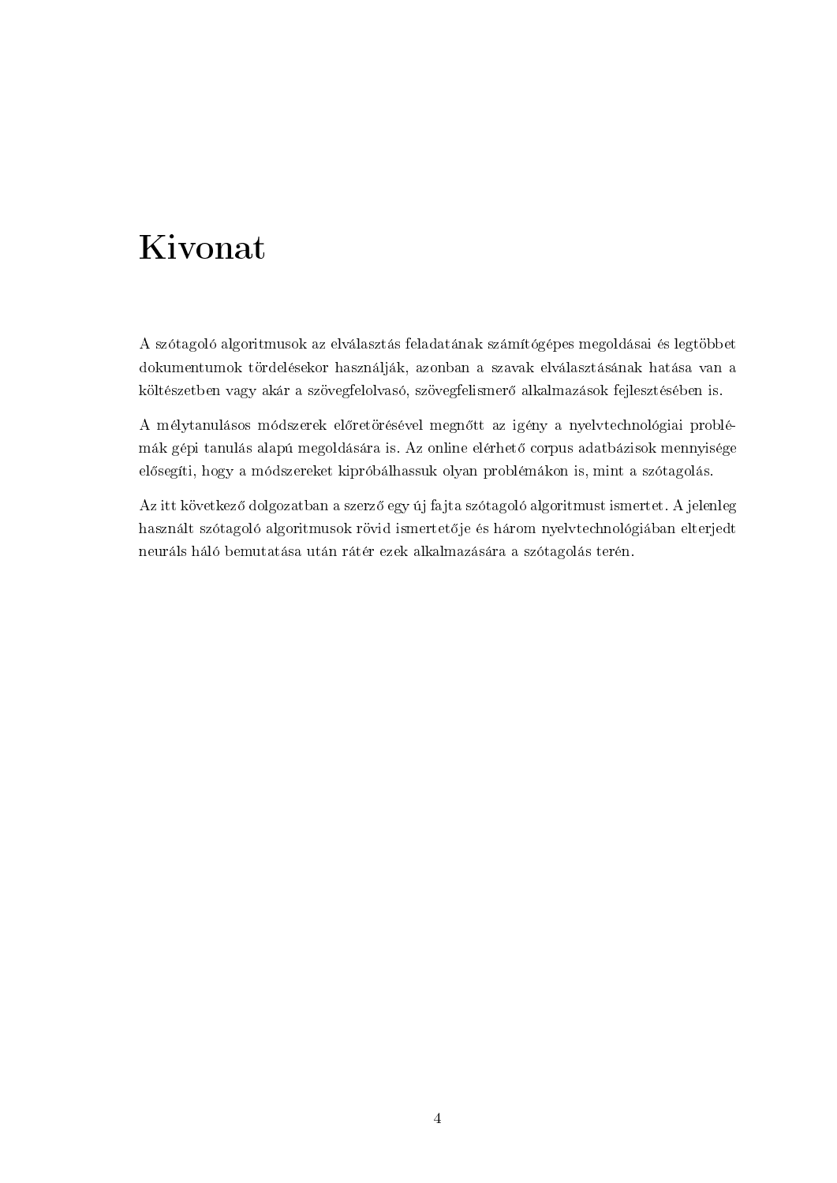# Kivonat

A szótagoló algoritmusok az elválasztás feladatának számítógépes megoldásai és legtöbbet dokumentumok tördelésekor használják, azonban a szavak elválasztásának hatása van a költészetben vagy akár a szövegfelolvasó, szövegfelismerő alkalmazások fejlesztésében is.

A mélytanulásos módszerek előretörésével megnőtt az igény a nyelvtechnológiai problémák gépi tanulás alapú megoldására is. Az online elérhető corpus adatbázisok mennyisége elősegíti, hogy a módszereket kipróbálhassuk olyan problémákon is, mint a szótagolás.

Az itt következő dolgozatban a szerző egy új fajta szótagoló algoritmust ismertet. A jelenleg használt szótagoló algoritmusok rövid ismertetője és három nyelvtechnológiában elterjedt neurális háló bemutatása után rátér ezek alkalmazására a szótagolás terén.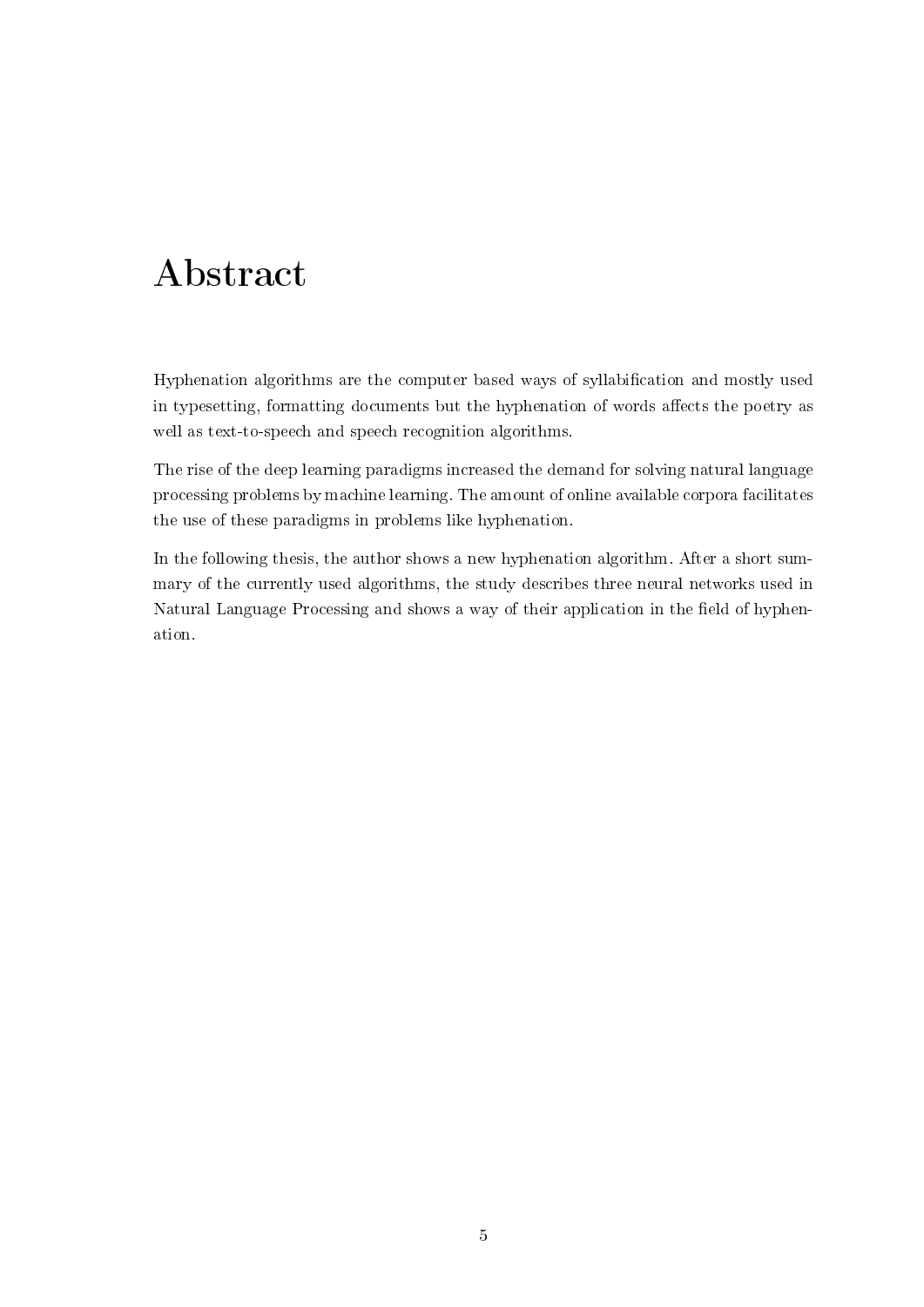# Abstract

Hyphenation algorithms are the computer based ways of syllabification and mostly used in typesetting, formatting documents but the hyphenation of words affects the poetry as well as text-to-speech and speech recognition algorithms.

The rise of the deep learning paradigms increased the demand for solving natural language processing problems by machine learning. The amount of online available corpora facilitates the use of these paradigms in problems like hyphenation.

In the following thesis, the author shows a new hyphenation algorithm. After a short summary of the currently used algorithms, the study describes three neural networks used in Natural Language Processing and shows a way of their application in the field of hyphenation.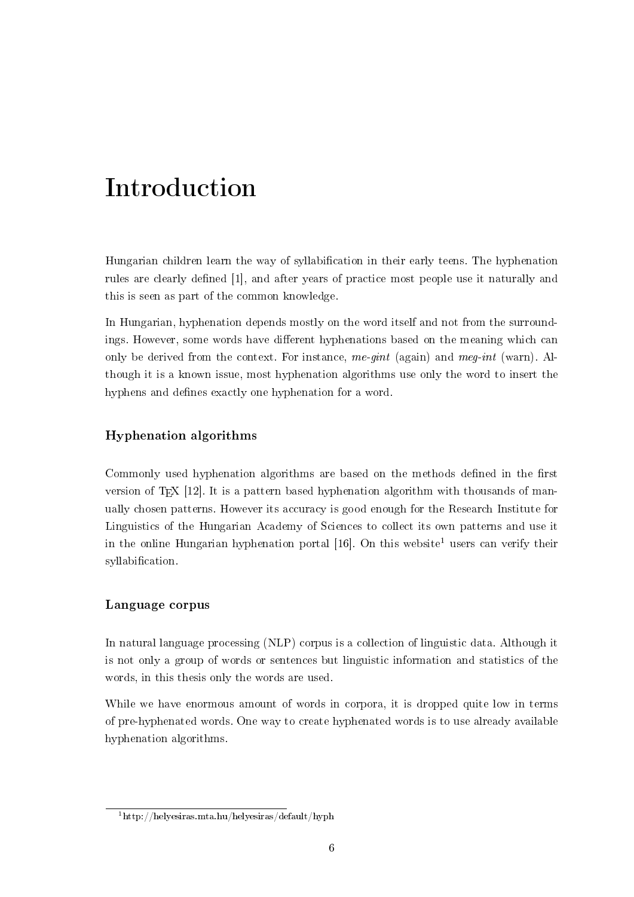# Introduction

Hungarian children learn the way of syllabification in their early teens. The hyphenation rules are clearly defined [1], and after years of practice most people use it naturally and this is seen as part of the common knowledge.

In Hungarian, hyphenation depends mostly on the word itself and not from the surroundings. However, some words have different hyphenations based on the meaning which can only be derived from the context. For instance, *me-gint* (again) and *meg-int* (warn). Although it is a known issue, most hyphenation algorithms use only the word to insert the hyphens and defines exactly one hyphenation for a word.

### Hyphenation algorithms

Commonly used hyphenation algorithms are based on the methods defined in the first version of TEX [12]. It is a pattern based hyphenation algorithm with thousands of manually chosen patterns. However its accuracy is good enough for the Research Institute for Linguistics of the Hungarian Academy of Sciences to collect its own patterns and use it in the online Hungarian hyphenation portal [16]. On this website[1] users can verify their syllabification.

### Language corpus

In natural language processing (NLP) corpus is a collection of linguistic data. Although it is not only a group of words or sentences but linguistic information and statistics of the words, in this thesis only the words are used.

While we have enormous amount of words in corpora, it is dropped quite low in terms of pre-hyphenated words. One way to create hyphenated words is to use already available hyphenation algorithms.

[1] http://helyesiras.mta.hu/helyesiras/default/hyph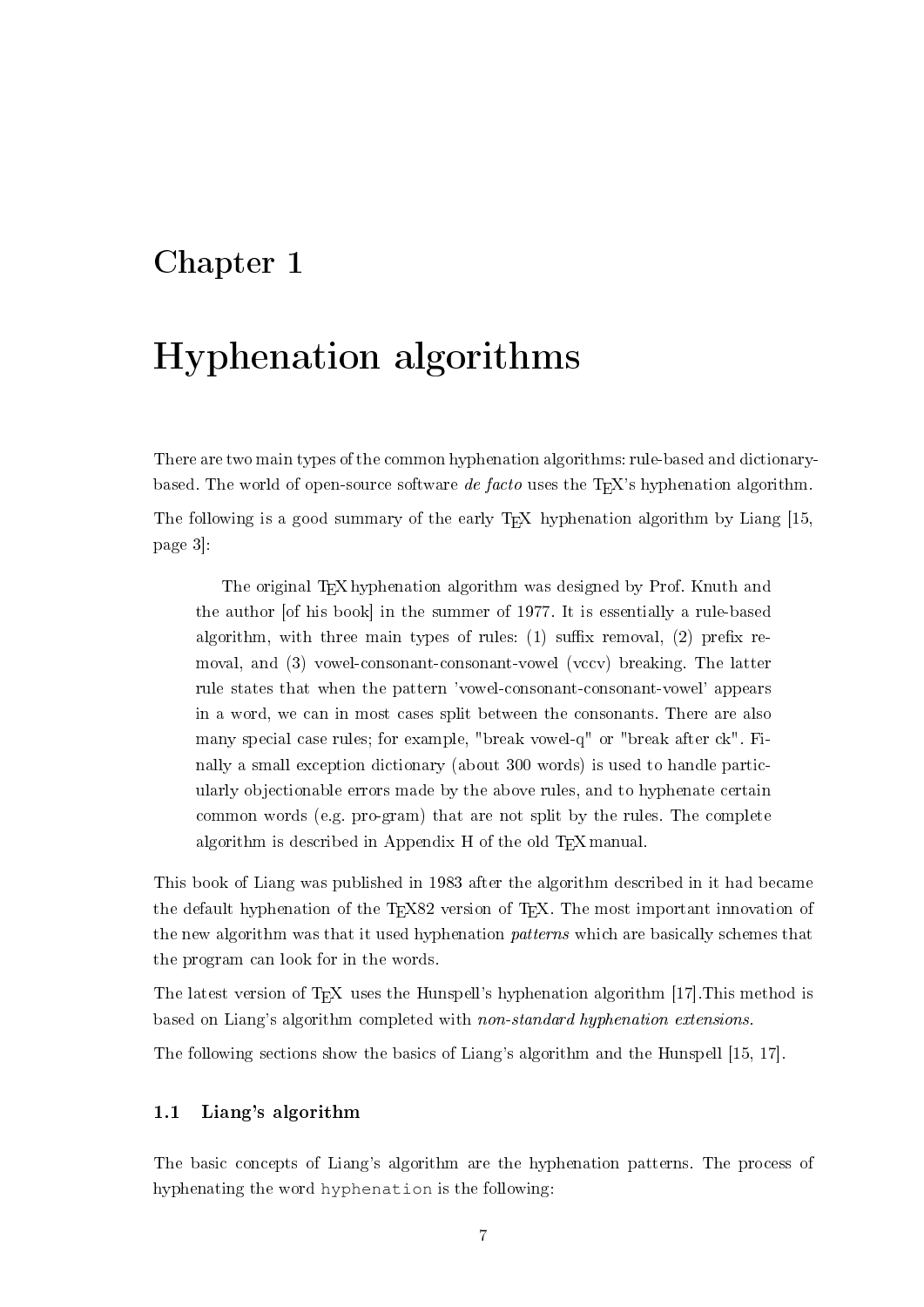# Chapter 1

# Hyphenation algorithms

There are two main types of the common hyphenation algorithms: rule-based and dictionary-based. The world of open-source software *de facto* uses the TEX's hyphenation algorithm.

The following is a good summary of the early TEX hyphenation algorithm by Liang [15, page 3]:

> The original TEX hyphenation algorithm was designed by Prof. Knuth and the author [of his book] in the summer of 1977. It is essentially a rule-based algorithm, with three main types of rules: (1) suffix removal, (2) prefix removal, and (3) vowel-consonant-consonant-vowel (vccv) breaking. The latter rule states that when the pattern 'vowel-consonant-consonant-vowel' appears in a word, we can in most cases split between the consonants. There are also many special case rules; for example, "break vowel-q" or "break after ck". Finally a small exception dictionary (about 300 words) is used to handle particularly objectionable errors made by the above rules, and to hyphenate certain common words (e.g. pro-gram) that are not split by the rules. The complete algorithm is described in Appendix H of the old TEX manual.

This book of Liang was published in 1983 after the algorithm described in it had became the default hyphenation of the TEX82 version of TEX. The most important innovation of the new algorithm was that it used hyphenation *patterns* which are basically schemes that the program can look for in the words.

The latest version of TEX uses the Hunspell's hyphenation algorithm [17].This method is based on Liang's algorithm completed with *non-standard hyphenation extensions*.

The following sections show the basics of Liang's algorithm and the Hunspell [15, 17].

## 1.1 Liang's algorithm

The basic concepts of Liang's algorithm are the hyphenation patterns. The process of hyphenating the word `hyphenation` is the following: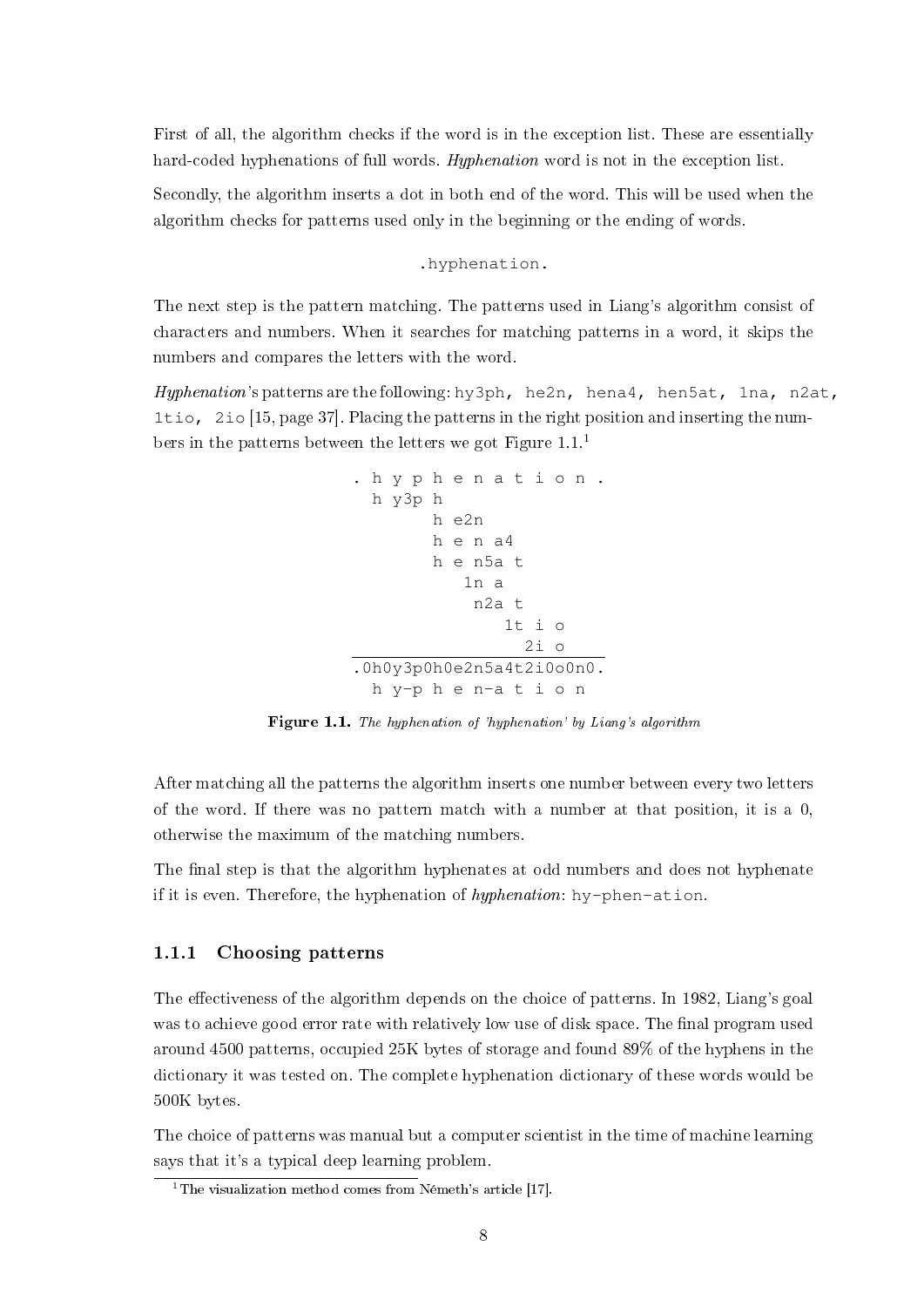First of all, the algorithm checks if the word is in the exception list. These are essentially hard-coded hyphenations of full words. *Hyphenation* word is not in the exception list.

Secondly, the algorithm inserts a dot in both end of the word. This will be used when the algorithm checks for patterns used only in the beginning or the ending of words.

```
.hyphenation.
```

The next step is the pattern matching. The patterns used in Liang's algorithm consist of characters and numbers. When it searches for matching patterns in a word, it skips the numbers and compares the letters with the word.

*Hyphenation*'s patterns are the following: `hy3ph`, `he2n`, `hena4`, `hen5at`, `1na`, `n2at`, `1tio`, `2io` [15, page 37]. Placing the patterns in the right position and inserting the numbers in the patterns between the letters we got Figure 1.1.[1]

```
. h y p h e n a t i o n .
  h y3p h
        h e2n
        h e n a4
        h e n5a t
           1n a
            n2a t
               1t i o
                 2i o
-------------------------
.0h0y3p0h0e2n5a4t2i0o0n0.
  h y-p h e n-a t i o n
```

**Figure 1.1.** *The hyphenation of 'hyphenation' by Liang's algorithm*

After matching all the patterns the algorithm inserts one number between every two letters of the word. If there was no pattern match with a number at that position, it is a 0, otherwise the maximum of the matching numbers.

The final step is that the algorithm hyphenates at odd numbers and does not hyphenate if it is even. Therefore, the hyphenation of *hyphenation*: `hy-phen-ation`.

### 1.1.1 Choosing patterns

The effectiveness of the algorithm depends on the choice of patterns. In 1982, Liang's goal was to achieve good error rate with relatively low use of disk space. The final program used around 4500 patterns, occupied 25K bytes of storage and found 89% of the hyphens in the dictionary it was tested on. The complete hyphenation dictionary of these words would be 500K bytes.

The choice of patterns was manual but a computer scientist in the time of machine learning says that it's a typical deep learning problem.

[1] The visualization method comes from Németh's article [17].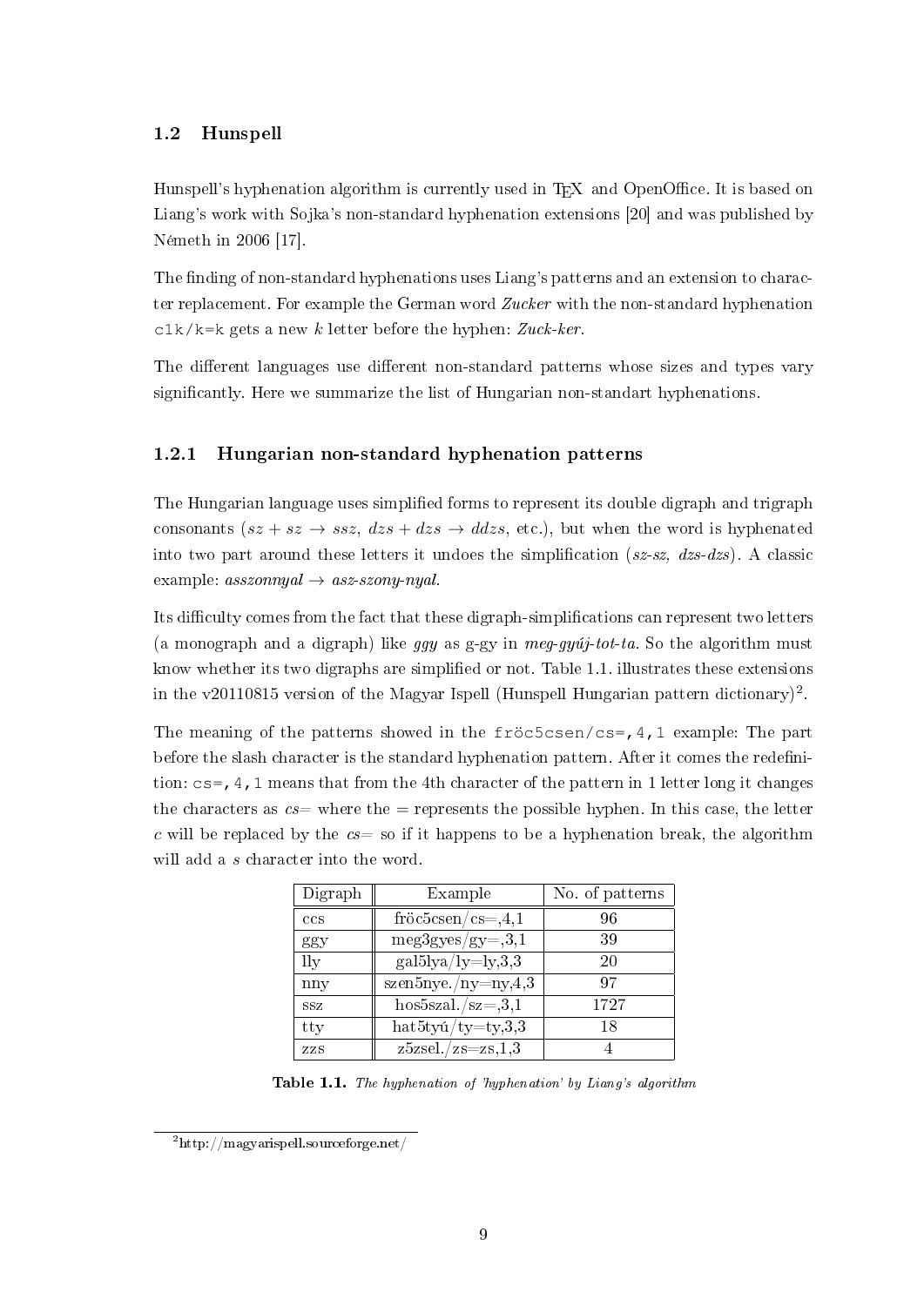## 1.2 Hunspell

Hunspell's hyphenation algorithm is currently used in TEX and OpenOffice. It is based on Liang's work with Sojka's non-standard hyphenation extensions [20] and was published by Németh in 2006 [17].

The finding of non-standard hyphenations uses Liang's patterns and an extension to character replacement. For example the German word *Zucker* with the non-standard hyphenation `c1k/k=k` gets a new *k* letter before the hyphen: *Zuck-ker*.

The different languages use different non-standard patterns whose sizes and types vary significantly. Here we summarize the list of Hungarian non-standart hyphenations.

### 1.2.1 Hungarian non-standard hyphenation patterns

The Hungarian language uses simplified forms to represent its double digraph and trigraph consonants ($sz + sz \rightarrow ssz$, $dzs + dzs \rightarrow ddzs$, etc.), but when the word is hyphenated into two part around these letters it undoes the simplification (*sz-sz*, *dzs-dzs*). A classic example: *asszonnyal* → *asz-szony-nyal*.

Its difficulty comes from the fact that these digraph-simplifications can represent two letters (a monograph and a digraph) like *ggy* as g-gy in *meg-gyúj-tot-ta*. So the algorithm must know whether its two digraphs are simplified or not. Table 1.1. illustrates these extensions in the v20110815 version of the Magyar Ispell (Hunspell Hungarian pattern dictionary)[2].

The meaning of the patterns showed in the `fröc5csen/cs=,4,1` example: The part before the slash character is the standard hyphenation pattern. After it comes the redefinition: `cs=,4,1` means that from the 4th character of the pattern in 1 letter long it changes the characters as *cs=* where the = represents the possible hyphen. In this case, the letter *c* will be replaced by the *cs=* so if it happens to be a hyphenation break, the algorithm will add a *s* character into the word.

| Digraph | Example | No. of patterns |
|---|---|---|
| ccs | fröc5csen/cs=,4,1 | 96 |
| ggy | meg3gyes/gy=,3,1 | 39 |
| lly | gal5lya/ly=ly,3,3 | 20 |
| nny | szen5nye./ny=ny,4,3 | 97 |
| ssz | hos5szal./sz=,3,1 | 1727 |
| tty | hat5tyú/ty=ty,3,3 | 18 |
| zzs | z5zsel./zs=zs,1,3 | 4 |

**Table 1.1.** *The hyphenation of 'hyphenation' by Liang's algorithm*

[2] http://magyarispell.sourceforge.net/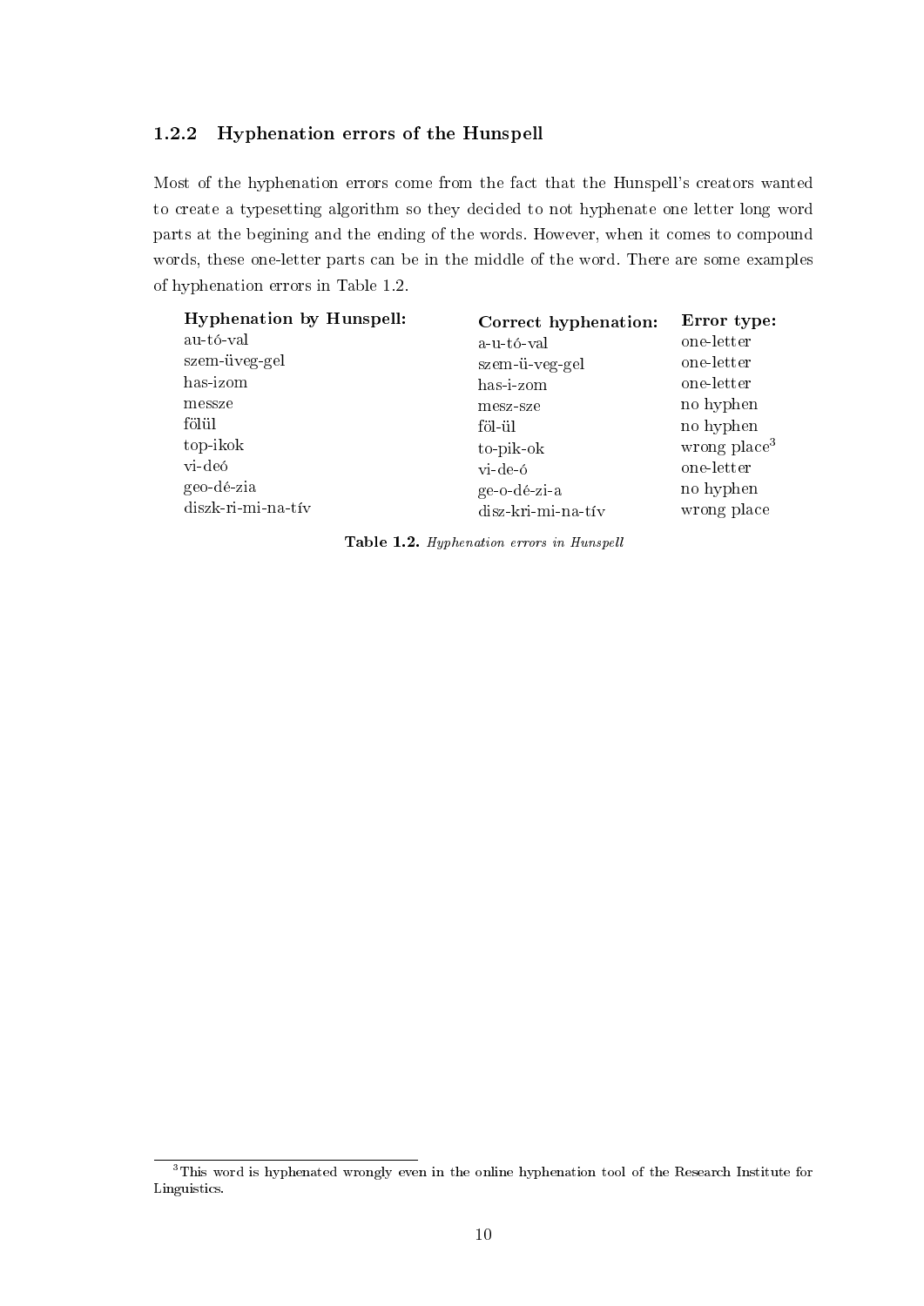### 1.2.2 Hyphenation errors of the Hunspell

Most of the hyphenation errors come from the fact that the Hunspell's creators wanted to create a typesetting algorithm so they decided to not hyphenate one letter long word parts at the begining and the ending of the words. However, when it comes to compound words, these one-letter parts can be in the middle of the word. There are some examples of hyphenation errors in Table 1.2.

| Hyphenation by Hunspell: | Correct hyphenation: | Error type: |
|---|---|---|
| au-tó-val | a-u-tó-val | one-letter |
| szem-üveg-gel | szem-ü-veg-gel | one-letter |
| has-izom | has-i-zom | one-letter |
| messze | mesz-sze | no hyphen |
| fölül | föl-ül | no hyphen |
| top-ikok | to-pik-ok | wrong place[3] |
| vi-deó | vi-de-ó | one-letter |
| geo-dé-zia | ge-o-dé-zi-a | no hyphen |
| diszk-ri-mi-na-tív | disz-kri-mi-na-tív | wrong place |

**Table 1.2.** *Hyphenation errors in Hunspell*

[3]This word is hyphenated wrongly even in the online hyphenation tool of the Research Institute for Linguistics.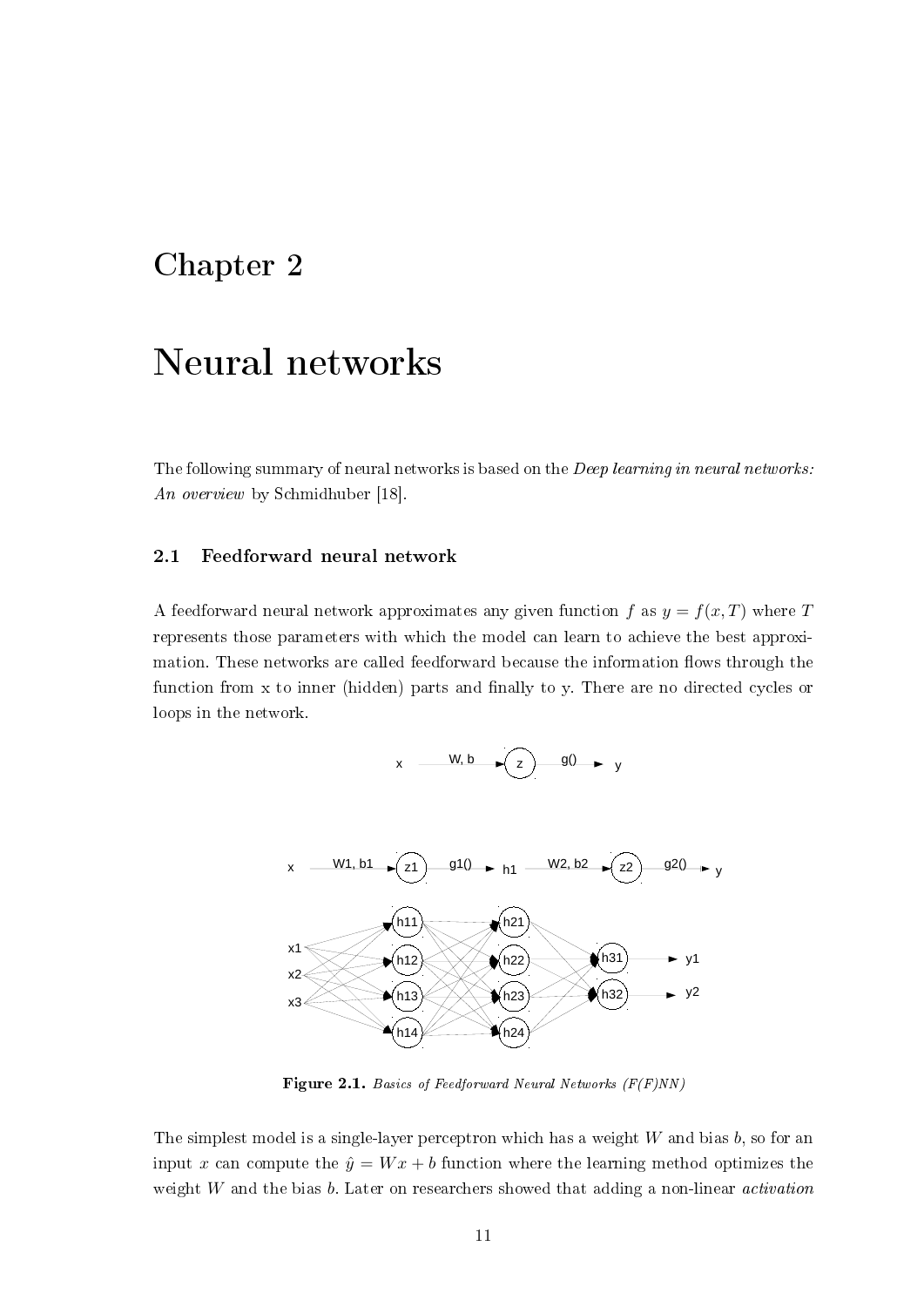# Chapter 2

# Neural networks

The following summary of neural networks is based on the *Deep learning in neural networks: An overview* by Schmidhuber [18].

## 2.1 Feedforward neural network

A feedforward neural network approximates any given function $f$ as $y = f(x, T)$ where $T$ represents those parameters with which the model can learn to achieve the best approximation. These networks are called feedforward because the information flows through the function from x to inner (hidden) parts and finally to y. There are no directed cycles or loops in the network.

**Figure 2.1.** *Basics of Feedforward Neural Networks (F(F)NN)*

The simplest model is a single-layer perceptron which has a weight $W$ and bias $b$, so for an input $x$ can compute the $\hat{y} = Wx + b$ function where the learning method optimizes the weight $W$ and the bias $b$. Later on researchers showed that adding a non-linear *activation*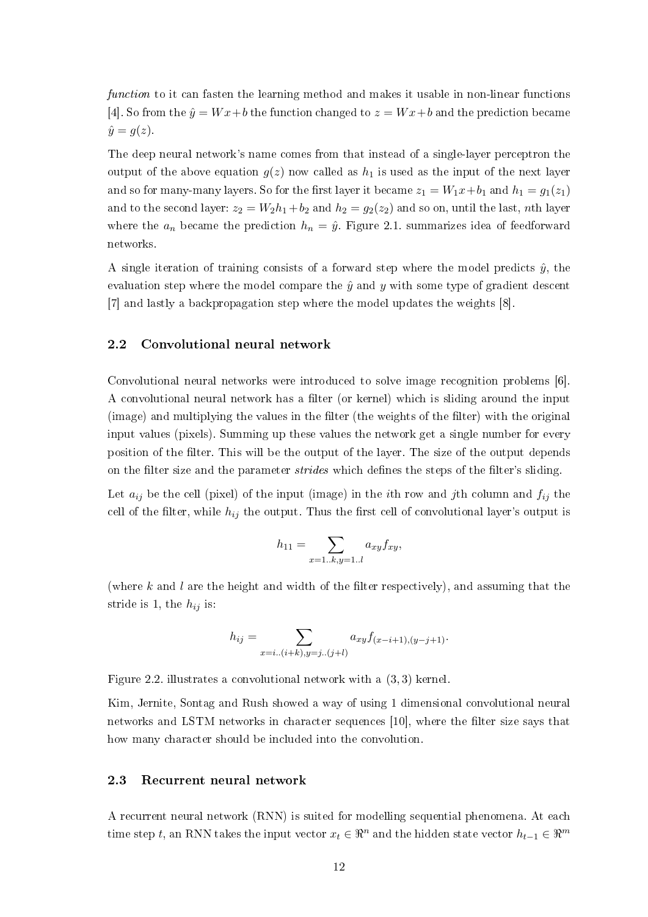*function* to it can fasten the learning method and makes it usable in non-linear functions [4]. So from the $\hat{y} = Wx+b$ the function changed to $z = Wx+b$ and the prediction became $\hat{y} = g(z)$.

The deep neural network's name comes from that instead of a single-layer perceptron the output of the above equation $g(z)$ now called as $h_1$ is used as the input of the next layer and so for many-many layers. So for the first layer it became $z_1 = W_1x+b_1$ and $h_1 = g_1(z_1)$ and to the second layer: $z_2 = W_2h_1+b_2$ and $h_2 = g_2(z_2)$ and so on, until the last, $n$th layer where the $a_n$ became the prediction $h_n = \hat{y}$. Figure 2.1. summarizes idea of feedforward networks.

A single iteration of training consists of a forward step where the model predicts $\hat{y}$, the evaluation step where the model compare the $\hat{y}$ and $y$ with some type of gradient descent [7] and lastly a backpropagation step where the model updates the weights [8].

## 2.2 Convolutional neural network

Convolutional neural networks were introduced to solve image recognition problems [6]. A convolutional neural network has a filter (or kernel) which is sliding around the input (image) and multiplying the values in the filter (the weights of the filter) with the original input values (pixels). Summing up these values the network get a single number for every position of the filter. This will be the output of the layer. The size of the output depends on the filter size and the parameter *strides* which defines the steps of the filter's sliding.

Let $a_{ij}$ be the cell (pixel) of the input (image) in the $i$th row and $j$th column and $f_{ij}$ the cell of the filter, while $h_{ij}$ the output. Thus the first cell of convolutional layer's output is

$$h_{11} = \sum_{x=1..k, y=1..l} a_{xy} f_{xy},$$

(where $k$ and $l$ are the height and width of the filter respectively), and assuming that the stride is 1, the $h_{ij}$ is:

$$h_{ij} = \sum_{x=i..(i+k), y=j..(j+l)} a_{xy} f_{(x-i+1),(y-j+1)}.$$

Figure 2.2. illustrates a convolutional network with a $(3, 3)$ kernel.

Kim, Jernite, Sontag and Rush showed a way of using 1 dimensional convolutional neural networks and LSTM networks in character sequences [10], where the filter size says that how many character should be included into the convolution.

## 2.3 Recurrent neural network

A recurrent neural network (RNN) is suited for modelling sequential phenomena. At each time step $t$, an RNN takes the input vector $x_t \in \Re^n$ and the hidden state vector $h_{t-1} \in \Re^m$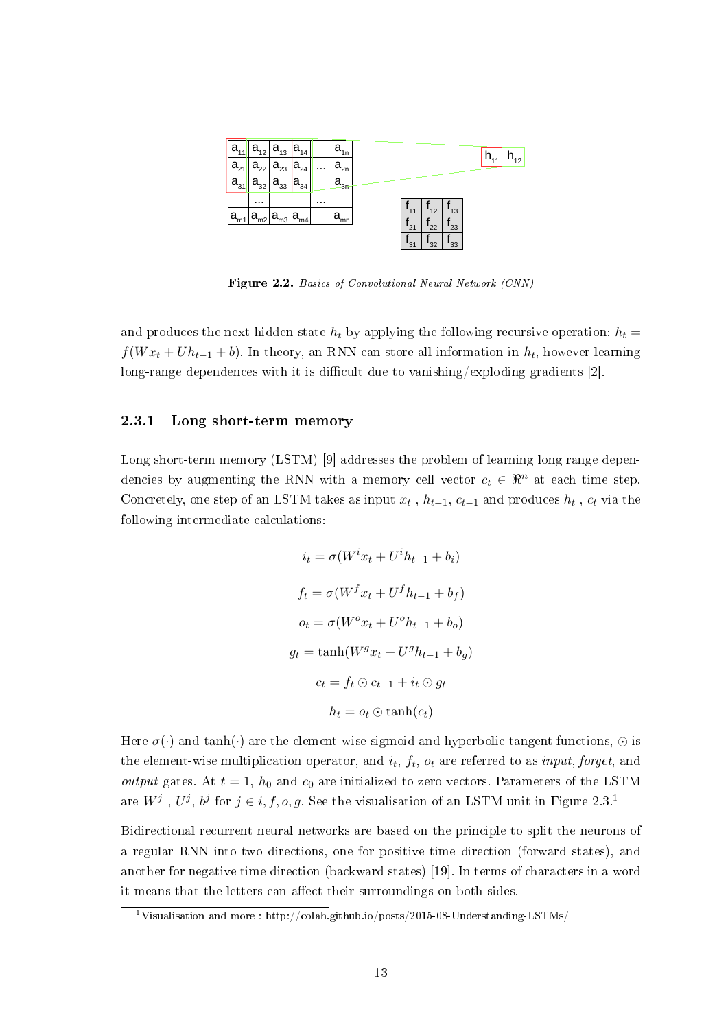Figure 2.2. *Basics of Convolutional Neural Network (CNN)*

and produces the next hidden state $h_t$ by applying the following recursive operation: $h_t = f(Wx_t + Uh_{t-1} + b)$. In theory, an RNN can store all information in $h_t$, however learning long-range dependences with it is difficult due to vanishing/exploding gradients [2].

### 2.3.1 Long short-term memory

Long short-term memory (LSTM) [9] addresses the problem of learning long range dependencies by augmenting the RNN with a memory cell vector $c_t \in \Re^n$ at each time step. Concretely, one step of an LSTM takes as input $x_t$ , $h_{t-1}$, $c_{t-1}$ and produces $h_t$ , $c_t$ via the following intermediate calculations:

$$i_t = \sigma(W^i x_t + U^i h_{t-1} + b_i)$$

$$f_t = \sigma(W^f x_t + U^f h_{t-1} + b_f)$$

$$o_t = \sigma(W^o x_t + U^o h_{t-1} + b_o)$$

$$g_t = \tanh(W^g x_t + U^g h_{t-1} + b_g)$$

$$c_t = f_t \odot c_{t-1} + i_t \odot g_t$$

$$h_t = o_t \odot \tanh(c_t)$$

Here $\sigma(\cdot)$ and $\tanh(\cdot)$ are the element-wise sigmoid and hyperbolic tangent functions, $\odot$ is the element-wise multiplication operator, and $i_t$, $f_t$, $o_t$ are referred to as *input*, *forget*, and *output* gates. At $t = 1$, $h_0$ and $c_0$ are initialized to zero vectors. Parameters of the LSTM are $W^j$ , $U^j$, $b^j$ for $j \in i, f, o, g$. See the visualisation of an LSTM unit in Figure 2.3.[1]

Bidirectional recurrent neural networks are based on the principle to split the neurons of a regular RNN into two directions, one for positive time direction (forward states), and another for negative time direction (backward states) [19]. In terms of characters in a word it means that the letters can affect their surroundings on both sides.

[1] Visualisation and more : http://colah.github.io/posts/2015-08-Understanding-LSTMs/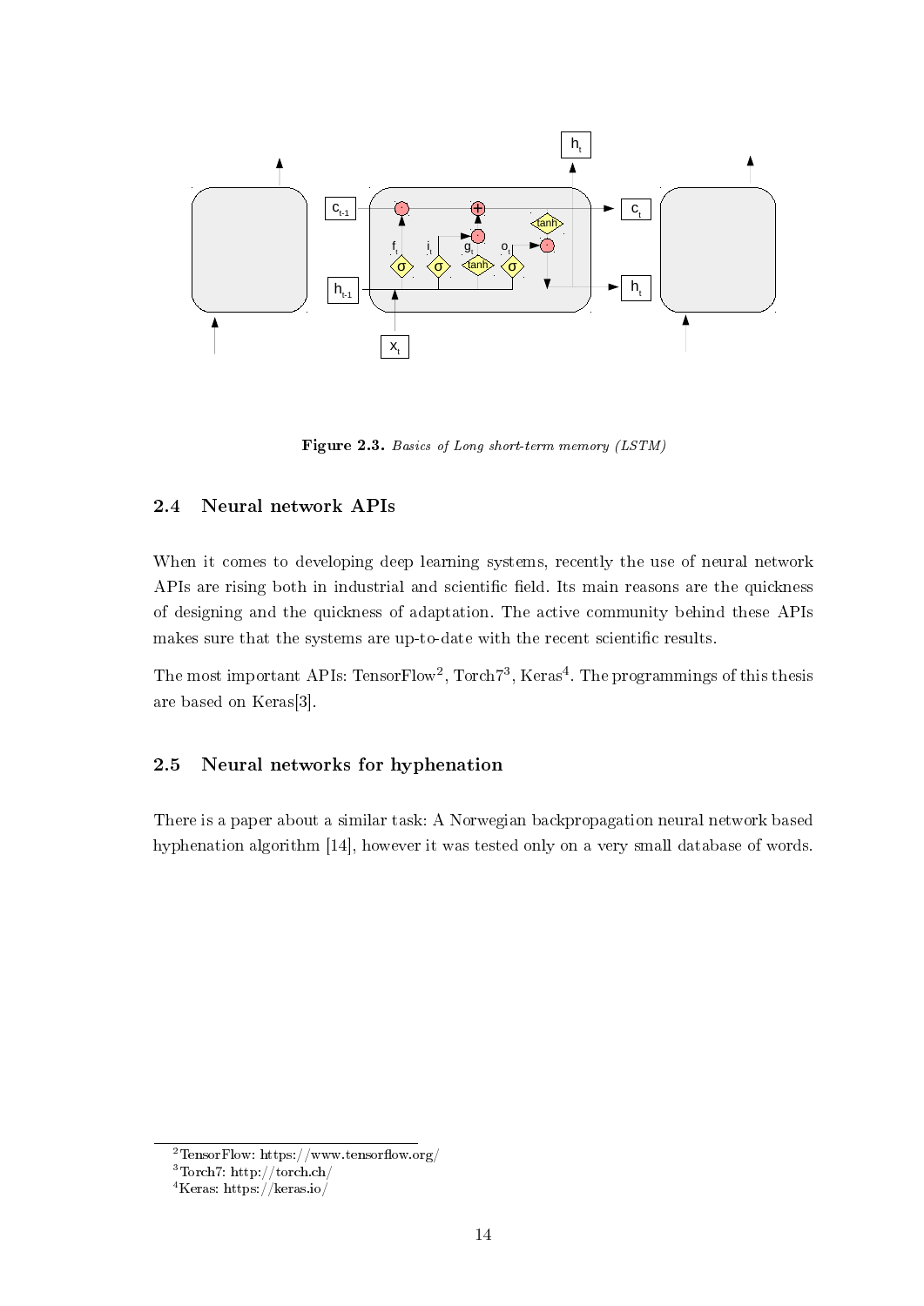**Figure 2.3.** *Basics of Long short-term memory (LSTM)*

## 2.4 Neural network APIs

When it comes to developing deep learning systems, recently the use of neural network APIs are rising both in industrial and scientific field. Its main reasons are the quickness of designing and the quickness of adaptation. The active community behind these APIs makes sure that the systems are up-to-date with the recent scientific results.

The most important APIs: TensorFlow[2], Torch7[3], Keras[4]. The programmings of this thesis are based on Keras[3].

## 2.5 Neural networks for hyphenation

There is a paper about a similar task: A Norwegian backpropagation neural network based hyphenation algorithm [14], however it was tested only on a very small database of words.

---

[2] TensorFlow: https://www.tensorflow.org/

[3] Torch7: http://torch.ch/

[4] Keras: https://keras.io/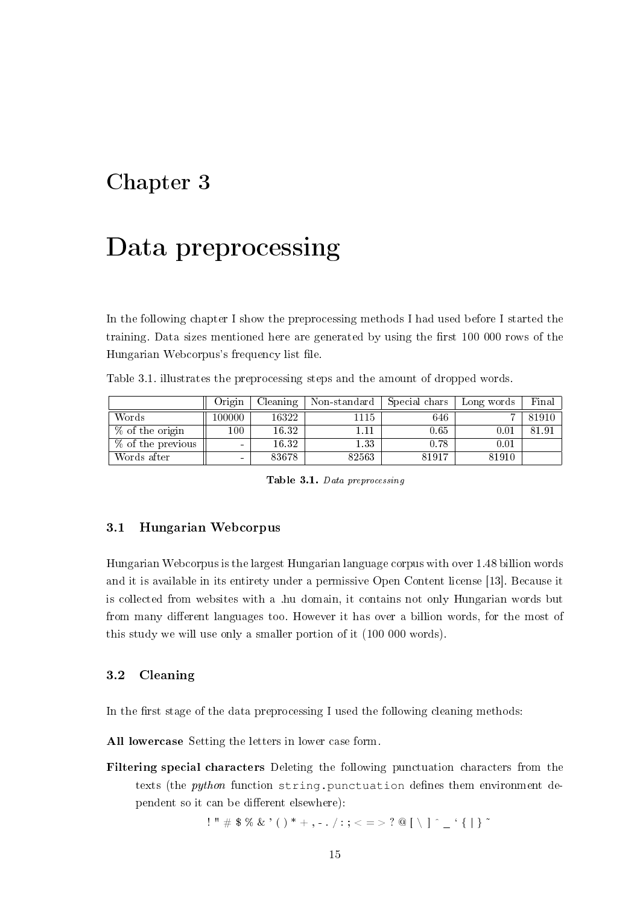# Chapter 3

# Data preprocessing

In the following chapter I show the preprocessing methods I had used before I started the training. Data sizes mentioned here are generated by using the first 100 000 rows of the Hungarian Webcorpus's frequency list file.

Table 3.1. illustrates the preprocessing steps and the amount of dropped words.

| | Origin | Cleaning | Non-standard | Special chars | Long words | Final |
|---|---|---|---|---|---|---|
| Words | 100000 | 16322 | 1115 | 646 | 7 | 81910 |
| % of the origin | 100 | 16.32 | 1.11 | 0.65 | 0.01 | 81.91 |
| % of the previous | - | 16.32 | 1.33 | 0.78 | 0.01 | |
| Words after | - | 83678 | 82563 | 81917 | 81910 | |

**Table 3.1.** *Data preprocessing*

## 3.1 Hungarian Webcorpus

Hungarian Webcorpus is the largest Hungarian language corpus with over 1.48 billion words and it is available in its entirety under a permissive Open Content license [13]. Because it is collected from websites with a .hu domain, it contains not only Hungarian words but from many different languages too. However it has over a billion words, for the most of this study we will use only a smaller portion of it (100 000 words).

## 3.2 Cleaning

In the first stage of the data preprocessing I used the following cleaning methods:

**All lowercase** Setting the letters in lower case form.

**Filtering special characters** Deleting the following punctuation characters from the texts (the *python* function `string.punctuation` defines them environment dependent so it can be different elsewhere):

! " # $ % & ' ( ) * + , - . / : ; < = > ? @ [ \ ] ^ _ ` { | } ~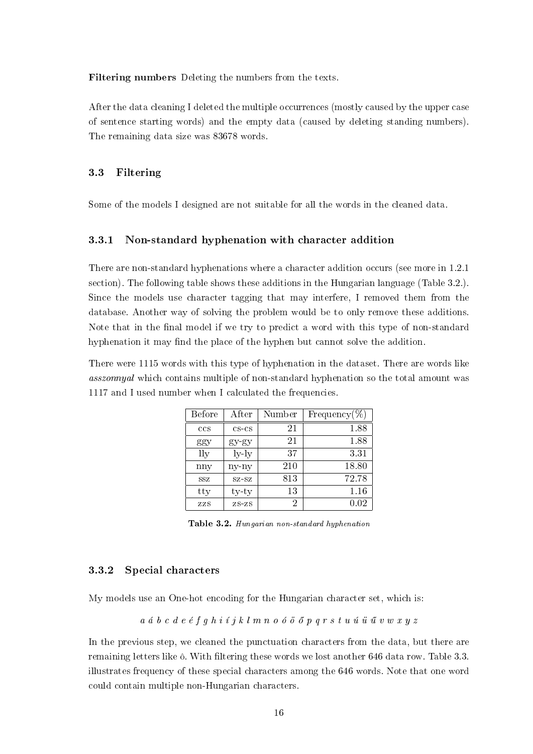**Filtering numbers** Deleting the numbers from the texts.

After the data cleaning I deleted the multiple occurrences (mostly caused by the upper case of sentence starting words) and the empty data (caused by deleting standing numbers). The remaining data size was 83678 words.

## 3.3 Filtering

Some of the models I designed are not suitable for all the words in the cleaned data.

### 3.3.1 Non-standard hyphenation with character addition

There are non-standard hyphenations where a character addition occurs (see more in 1.2.1 section). The following table shows these additions in the Hungarian language (Table 3.2.). Since the models use character tagging that may interfere, I removed them from the database. Another way of solving the problem would be to only remove these additions. Note that in the final model if we try to predict a word with this type of non-standard hyphenation it may find the place of the hyphen but cannot solve the addition.

There were 1115 words with this type of hyphenation in the dataset. There are words like *asszonnyal* which contains multiple of non-standard hyphenation so the total amount was 1117 and I used number when I calculated the frequencies.

| Before | After | Number | Frequency(%) |
|---|---|---|---|
| ccs | cs-cs | 21 | 1.88 |
| ggy | gy-gy | 21 | 1.88 |
| lly | ly-ly | 37 | 3.31 |
| nny | ny-ny | 210 | 18.80 |
| ssz | sz-sz | 813 | 72.78 |
| tty | ty-ty | 13 | 1.16 |
| zzs | zs-zs | 2 | 0.02 |

**Table 3.2.** *Hungarian non-standard hyphenation*

### 3.3.2 Special characters

My models use an One-hot encoding for the Hungarian character set, which is:

*a á b c d e é f g h i í j k l m n o ó ö ő p q r s t u ú ü ű v w x y z*

In the previous step, we cleaned the punctuation characters from the data, but there are remaining letters like ô. With filtering these words we lost another 646 data row. Table 3.3. illustrates frequency of these special characters among the 646 words. Note that one word could contain multiple non-Hungarian characters.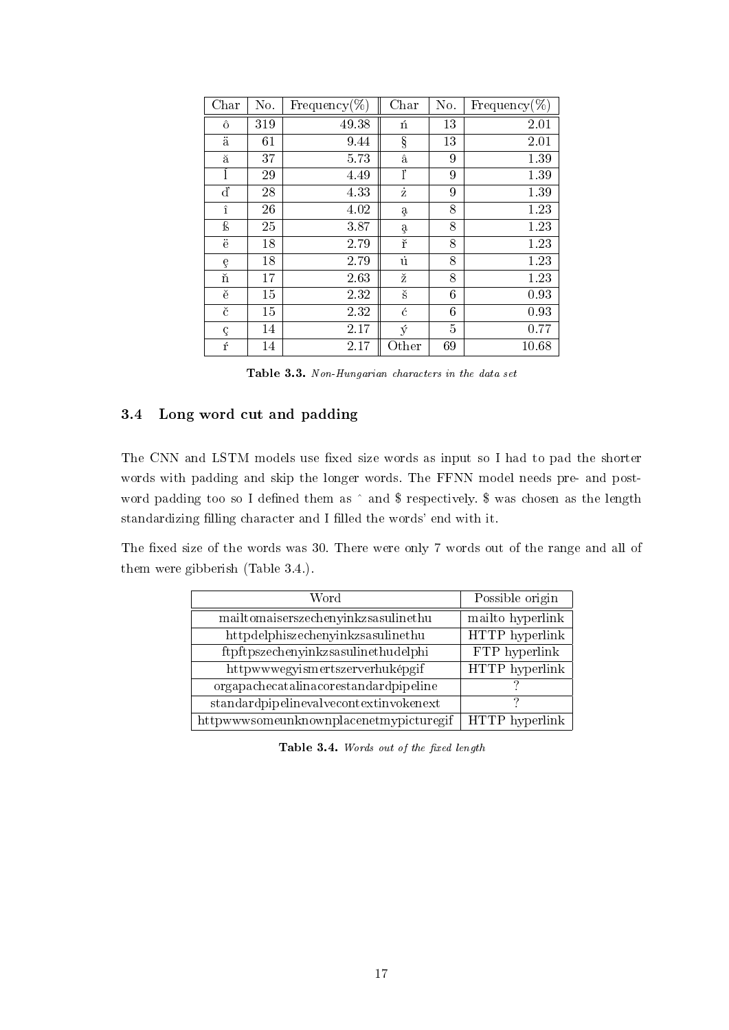| Char | No. | Frequency(%) | Char | No. | Frequency(%) |
|---|---|---|---|---|---|
| ô | 319 | 49.38 | ń | 13 | 2.01 |
| ä | 61 | 9.44 | § | 13 | 2.01 |
| ă | 37 | 5.73 | â | 9 | 1.39 |
| Ĭ | 29 | 4.49 | ľ | 9 | 1.39 |
| ď | 28 | 4.33 | ż | 9 | 1.39 |
| î | 26 | 4.02 | ą | 8 | 1.23 |
| ß | 25 | 3.87 | ą | 8 | 1.23 |
| ë | 18 | 2.79 | ř | 8 | 1.23 |
| ę | 18 | 2.79 | ů | 8 | 1.23 |
| ň | 17 | 2.63 | ž | 8 | 1.23 |
| ě | 15 | 2.32 | š | 6 | 0.93 |
| č | 15 | 2.32 | ć | 6 | 0.93 |
| ç | 14 | 2.17 | ý | 5 | 0.77 |
| ŕ | 14 | 2.17 | Other | 69 | 10.68 |

**Table 3.3.** *Non-Hungarian characters in the data set*

### 3.4 Long word cut and padding

The CNN and LSTM models use fixed size words as input so I had to pad the shorter words with padding and skip the longer words. The FFNN model needs pre- and post-word padding too so I defined them as ˆ and $ respectively. $ was chosen as the length standardizing filling character and I filled the words' end with it.

The fixed size of the words was 30. There were only 7 words out of the range and all of them were gibberish (Table 3.4.).

| Word | Possible origin |
|---|---|
| mailtomaiserszechenyinkzsasulinethu | mailto hyperlink |
| httpdelphiszechenyinkzsasulinethu | HTTP hyperlink |
| ftpftpszechenyinkzsasulinethudelphi | FTP hyperlink |
| httpwwwegyismertszerverhuképgif | HTTP hyperlink |
| orgapachecatalinacorestandardpipeline | ? |
| standardpipelinevalvecontextinvokenext | ? |
| httpwwwsomeunknownplacenetmypicturegif | HTTP hyperlink |

**Table 3.4.** *Words out of the fixed length*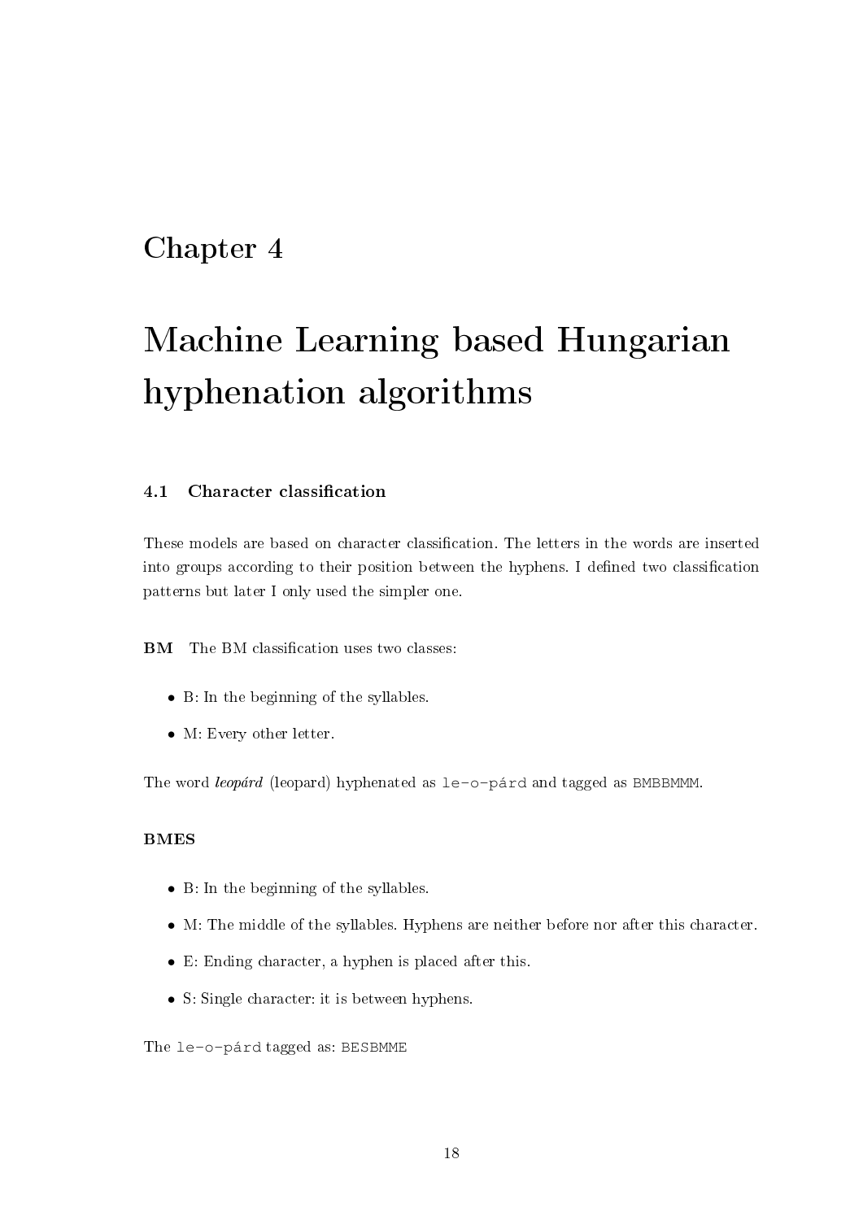# Chapter 4

# Machine Learning based Hungarian hyphenation algorithms

## 4.1 Character classification

These models are based on character classification. The letters in the words are inserted into groups according to their position between the hyphens. I defined two classification patterns but later I only used the simpler one.

**BM** The BM classification uses two classes:

- B: In the beginning of the syllables.
- M: Every other letter.

The word *leopárd* (leopard) hyphenated as `le-o-párd` and tagged as `BMBBMMM`.

**BMES**

- B: In the beginning of the syllables.
- M: The middle of the syllables. Hyphens are neither before nor after this character.
- E: Ending character, a hyphen is placed after this.
- S: Single character: it is between hyphens.

The `le-o-párd` tagged as: `BESBMME`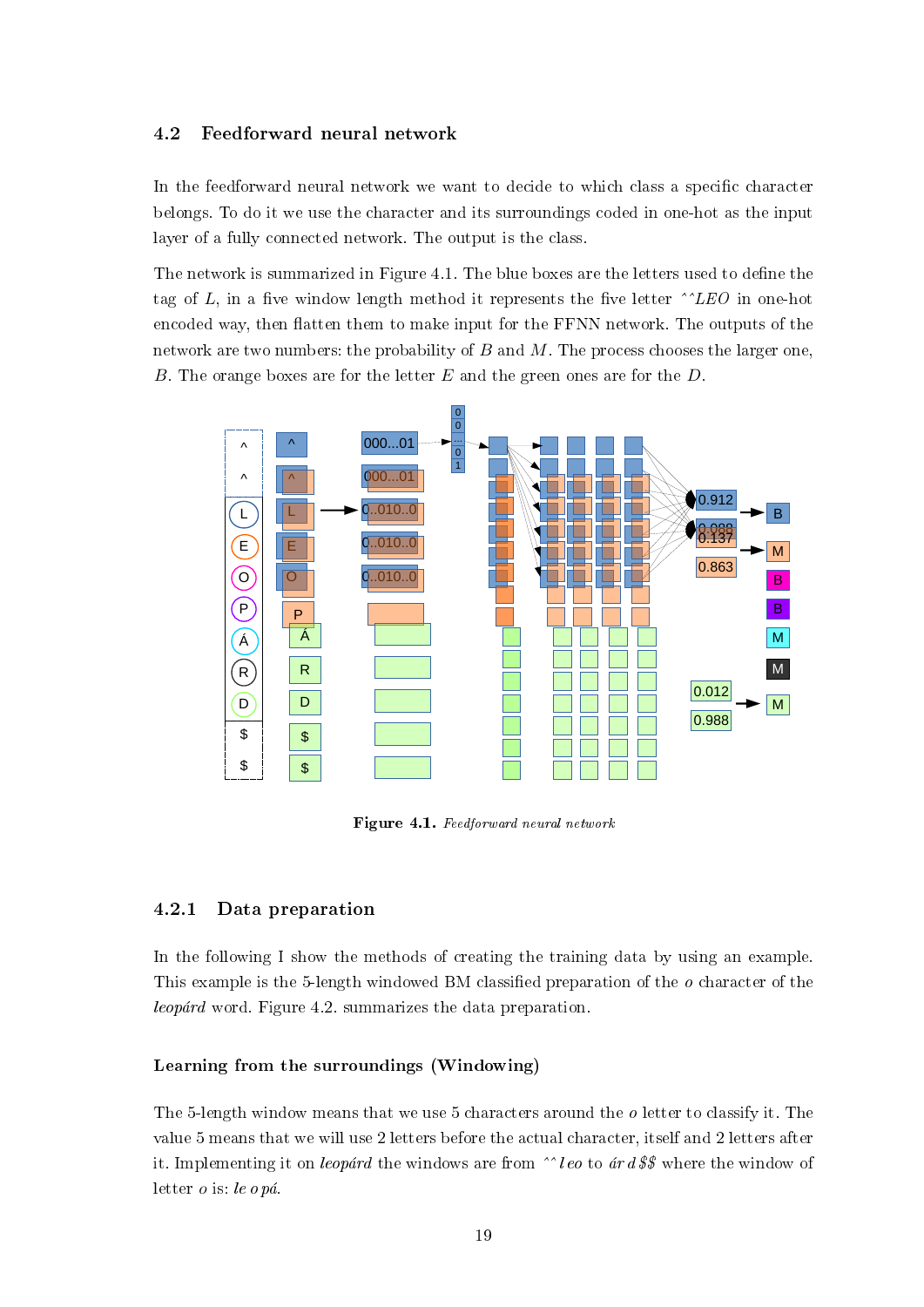### 4.2 Feedforward neural network

In the feedforward neural network we want to decide to which class a specific character belongs. To do it we use the character and its surroundings coded in one-hot as the input layer of a fully connected network. The output is the class.

The network is summarized in Figure 4.1. The blue boxes are the letters used to define the tag of $L$, in a five window length method it represents the five letter *^^LEO* in one-hot encoded way, then flatten them to make input for the FFNN network. The outputs of the network are two numbers: the probability of $B$ and $M$. The process chooses the larger one, $B$. The orange boxes are for the letter $E$ and the green ones are for the $D$.

**Figure 4.1.** *Feedforward neural network*

#### 4.2.1 Data preparation

In the following I show the methods of creating the training data by using an example. This example is the 5-length windowed BM classified preparation of the *o* character of the *leopárd* word. Figure 4.2. summarizes the data preparation.

**Learning from the surroundings (Windowing)**

The 5-length window means that we use 5 characters around the *o* letter to classify it. The value 5 means that we will use 2 letters before the actual character, itself and 2 letters after it. Implementing it on *leopárd* the windows are from *^^l e o* to *ár d $$* where the window of letter *o* is: *le o pá*.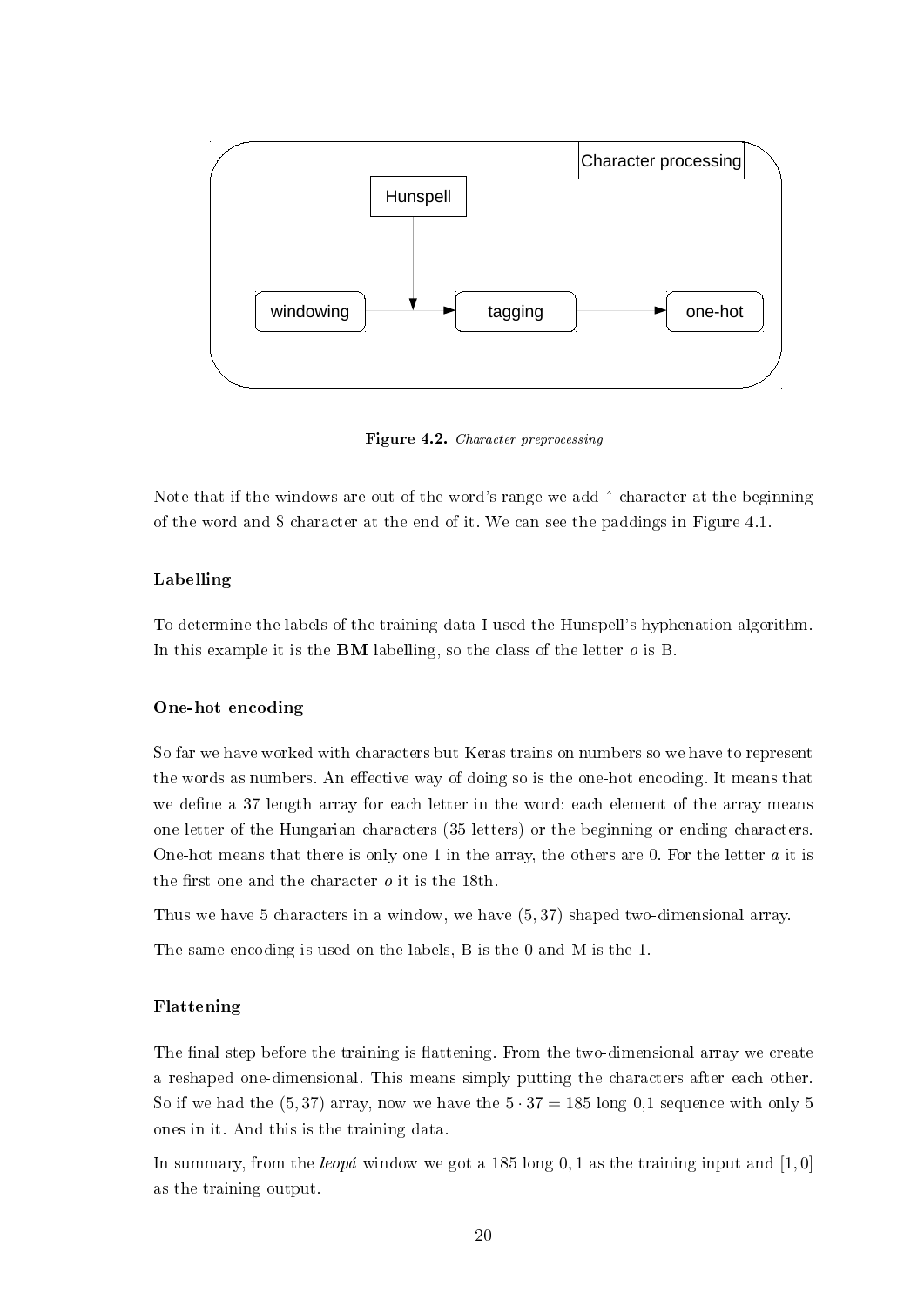Figure 4.2. *Character preprocessing*

Note that if the windows are out of the word's range we add ˆ character at the beginning of the word and $ character at the end of it. We can see the paddings in Figure 4.1.

### Labelling

To determine the labels of the training data I used the Hunspell's hyphenation algorithm. In this example it is the **BM** labelling, so the class of the letter *o* is B.

### One-hot encoding

So far we have worked with characters but Keras trains on numbers so we have to represent the words as numbers. An effective way of doing so is the one-hot encoding. It means that we define a 37 length array for each letter in the word: each element of the array means one letter of the Hungarian characters (35 letters) or the beginning or ending characters. One-hot means that there is only one 1 in the array, the others are 0. For the letter *a* it is the first one and the character *o* it is the 18th.

Thus we have 5 characters in a window, we have $(5, 37)$ shaped two-dimensional array.

The same encoding is used on the labels, B is the 0 and M is the 1.

### Flattening

The final step before the training is flattening. From the two-dimensional array we create a reshaped one-dimensional. This means simply putting the characters after each other. So if we had the $(5, 37)$ array, now we have the $5 \cdot 37 = 185$ long 0,1 sequence with only 5 ones in it. And this is the training data.

In summary, from the *leopá* window we got a 185 long $0, 1$ as the training input and $[1, 0]$ as the training output.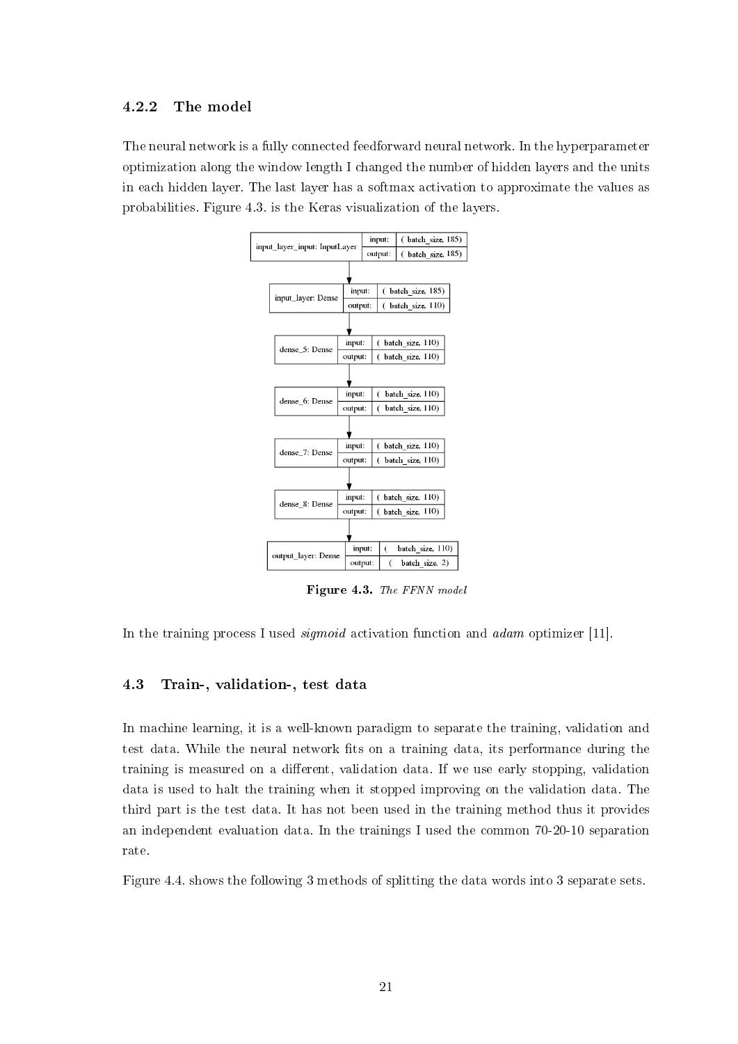### 4.2.2 The model

The neural network is a fully connected feedforward neural network. In the hyperparameter optimization along the window length I changed the number of hidden layers and the units in each hidden layer. The last layer has a softmax activation to approximate the values as probabilities. Figure 4.3. is the Keras visualization of the layers.

**Figure 4.3.** *The FFNN model*

In the training process I used *sigmoid* activation function and *adam* optimizer [11].

## 4.3 Train-, validation-, test data

In machine learning, it is a well-known paradigm to separate the training, validation and test data. While the neural network fits on a training data, its performance during the training is measured on a different, validation data. If we use early stopping, validation data is used to halt the training when it stopped improving on the validation data. The third part is the test data. It has not been used in the training method thus it provides an independent evaluation data. In the trainings I used the common 70-20-10 separation rate.

Figure 4.4. shows the following 3 methods of splitting the data words into 3 separate sets.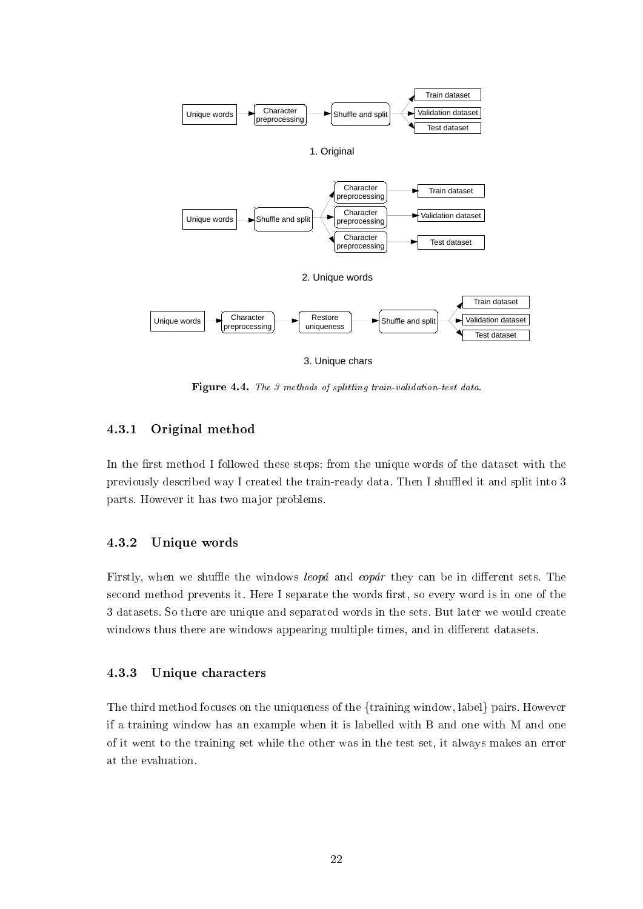1. Original

2. Unique words

3. Unique chars

**Figure 4.4.** *The 3 methods of splitting train-validation-test data.*

### 4.3.1 Original method

In the first method I followed these steps: from the unique words of the dataset with the previously described way I created the train-ready data. Then I shuffled it and split into 3 parts. However it has two major problems.

### 4.3.2 Unique words

Firstly, when we shuffle the windows *leopá* and *eopár* they can be in different sets. The second method prevents it. Here I separate the words first, so every word is in one of the 3 datasets. So there are unique and separated words in the sets. But later we would create windows thus there are windows appearing multiple times, and in different datasets.

### 4.3.3 Unique characters

The third method focuses on the uniqueness of the {training window, label} pairs. However if a training window has an example when it is labelled with B and one with M and one of it went to the training set while the other was in the test set, it always makes an error at the evaluation.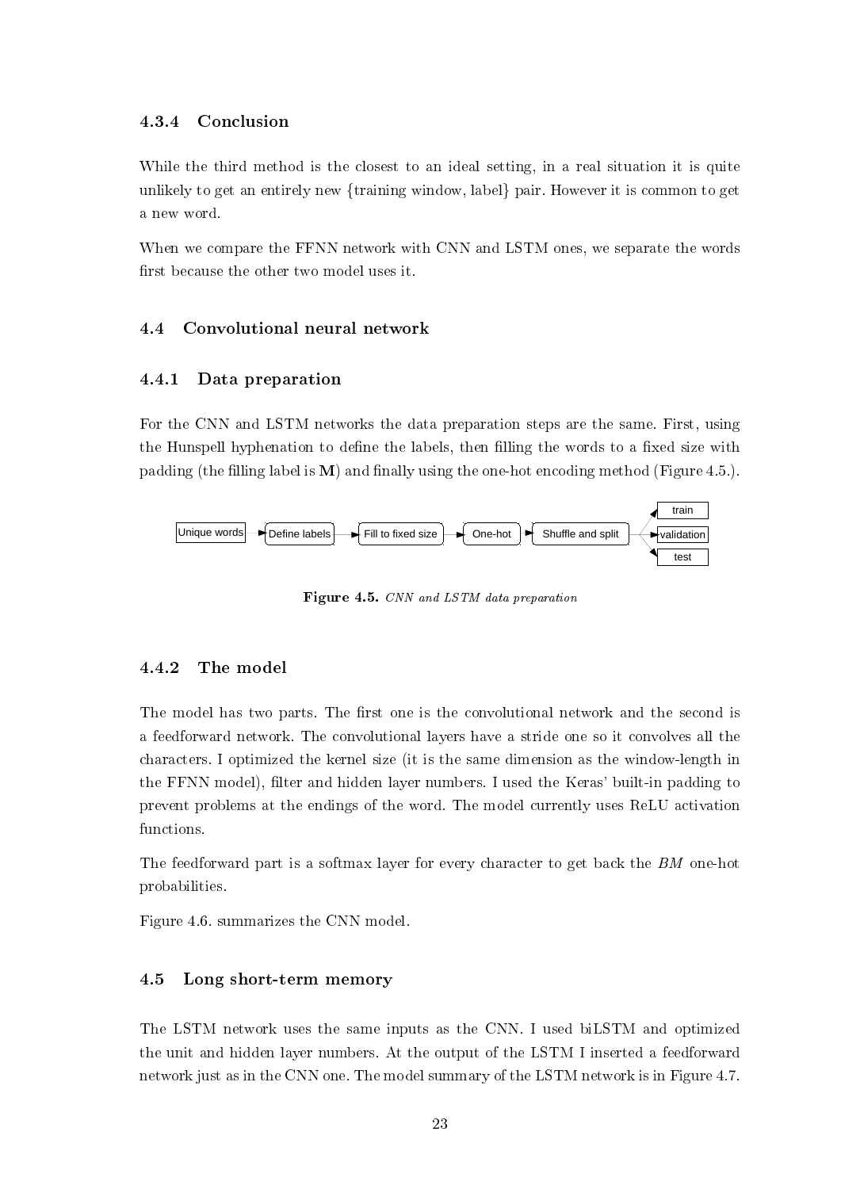### 4.3.4 Conclusion

While the third method is the closest to an ideal setting, in a real situation it is quite unlikely to get an entirely new {training window, label} pair. However it is common to get a new word.

When we compare the FFNN network with CNN and LSTM ones, we separate the words first because the other two model uses it.

## 4.4 Convolutional neural network

### 4.4.1 Data preparation

For the CNN and LSTM networks the data preparation steps are the same. First, using the Hunspell hyphenation to define the labels, then filling the words to a fixed size with padding (the filling label is **M**) and finally using the one-hot encoding method (Figure 4.5.).

Unique words → Define labels → Fill to fixed size → One-hot → Shuffle and split → train / validation / test

**Figure 4.5.** *CNN and LSTM data preparation*

### 4.4.2 The model

The model has two parts. The first one is the convolutional network and the second is a feedforward network. The convolutional layers have a stride one so it convolves all the characters. I optimized the kernel size (it is the same dimension as the window-length in the FFNN model), filter and hidden layer numbers. I used the Keras' built-in padding to prevent problems at the endings of the word. The model currently uses ReLU activation functions.

The feedforward part is a softmax layer for every character to get back the *BM* one-hot probabilities.

Figure 4.6. summarizes the CNN model.

## 4.5 Long short-term memory

The LSTM network uses the same inputs as the CNN. I used biLSTM and optimized the unit and hidden layer numbers. At the output of the LSTM I inserted a feedforward network just as in the CNN one. The model summary of the LSTM network is in Figure 4.7.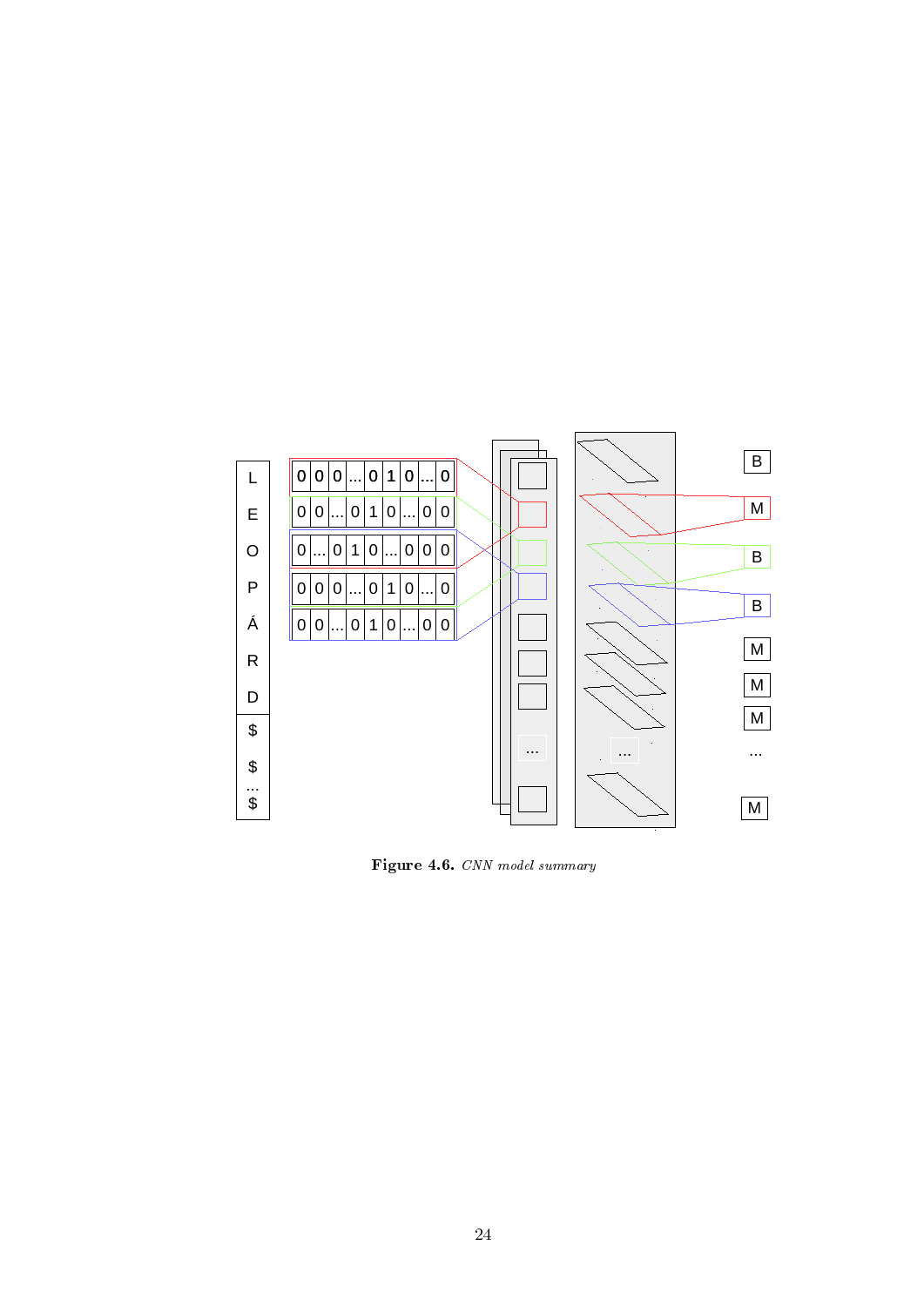**Figure 4.6.** *CNN model summary*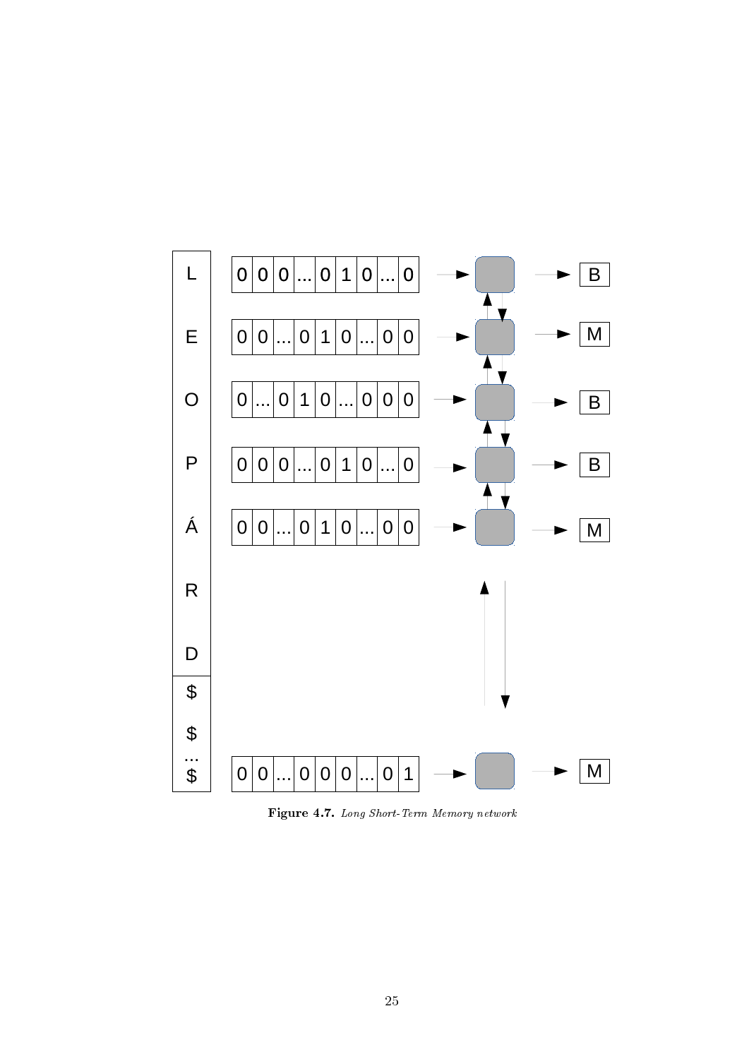**Figure 4.7.** *Long Short-Term Memory network*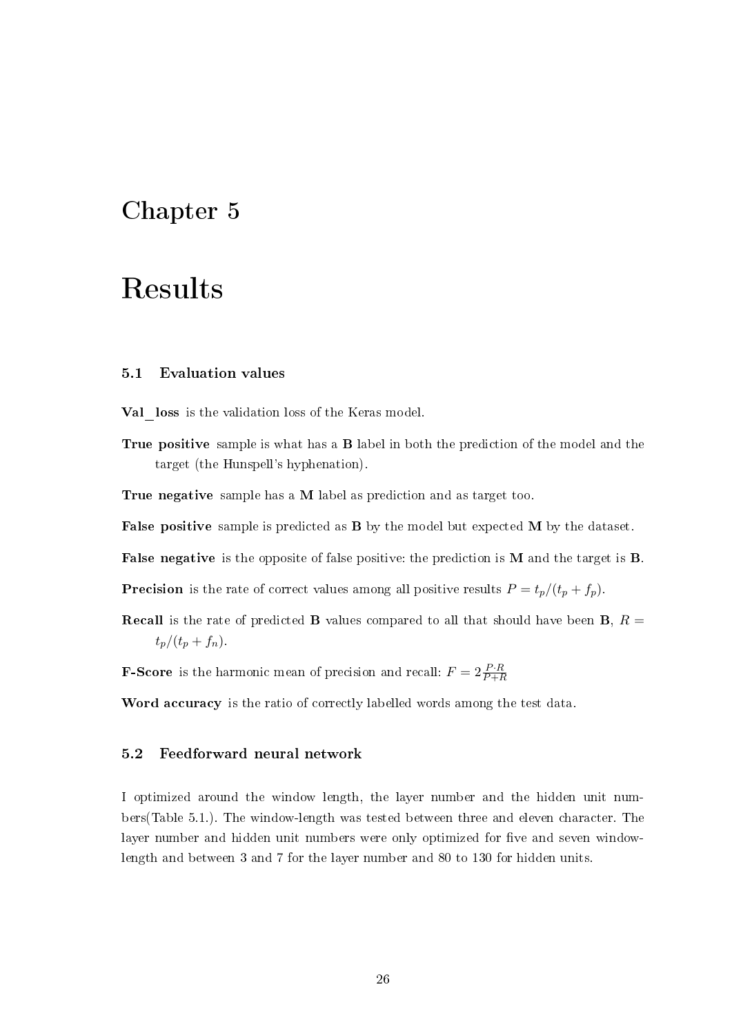# Chapter 5

# Results

### 5.1 Evaluation values

**Val_loss** is the validation loss of the Keras model.

**True positive** sample is what has a **B** label in both the prediction of the model and the target (the Hunspell's hyphenation).

**True negative** sample has a **M** label as prediction and as target too.

**False positive** sample is predicted as **B** by the model but expected **M** by the dataset.

**False negative** is the opposite of false positive: the prediction is **M** and the target is **B**.

**Precision** is the rate of correct values among all positive results $P = t_p/(t_p + f_p)$.

**Recall** is the rate of predicted **B** values compared to all that should have been **B**, $R = t_p/(t_p + f_n)$.

**F-Score** is the harmonic mean of precision and recall: $F = 2\frac{P \cdot R}{P+R}$

**Word accuracy** is the ratio of correctly labelled words among the test data.

### 5.2 Feedforward neural network

I optimized around the window length, the layer number and the hidden unit numbers(Table 5.1.). The window-length was tested between three and eleven character. The layer number and hidden unit numbers were only optimized for five and seven window-length and between 3 and 7 for the layer number and 80 to 130 for hidden units.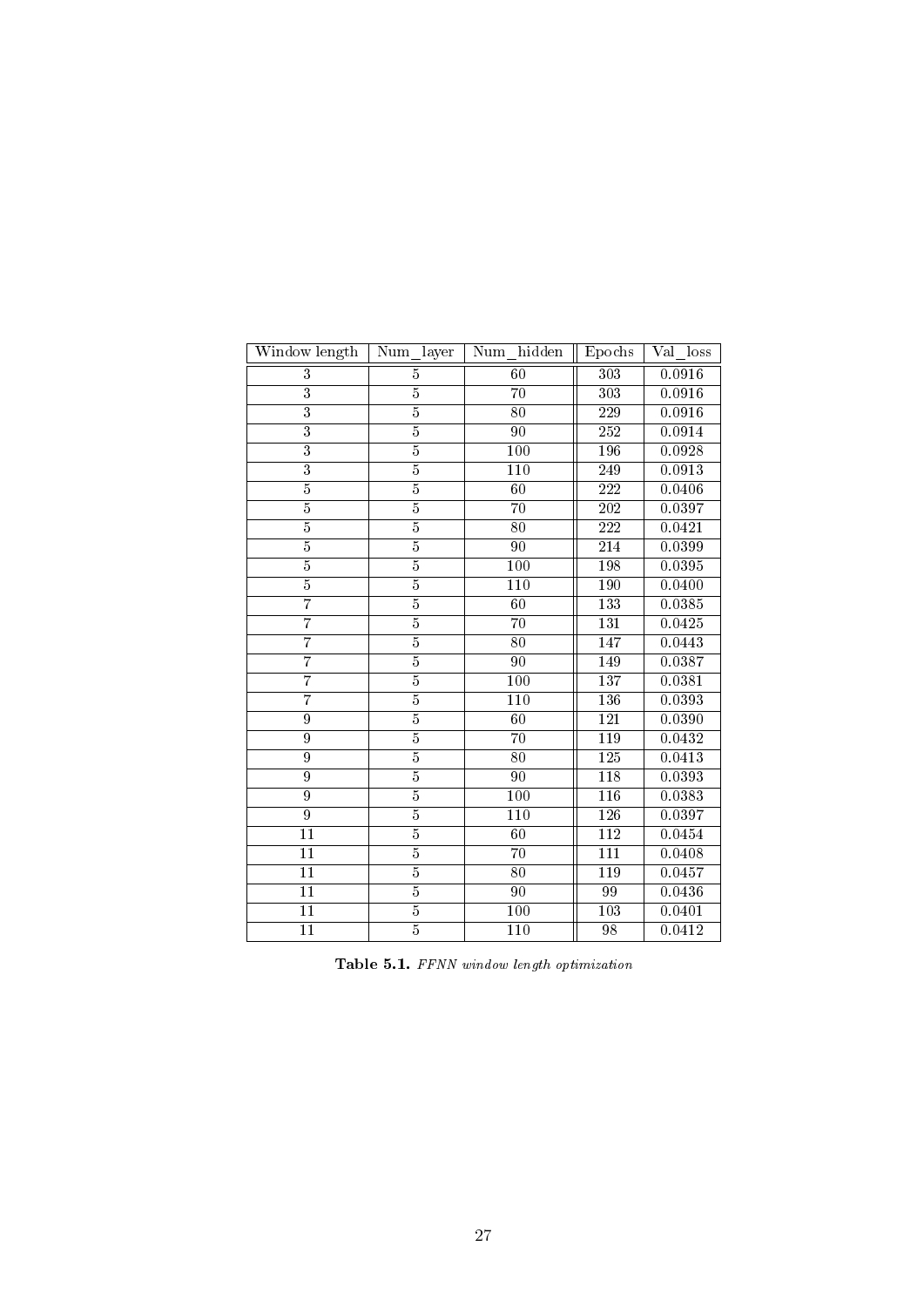| Window length | Num_layer | Num_hidden | Epochs | Val_loss |
|---|---|---|---|---|
| 3 | 5 | 60 | 303 | 0.0916 |
| 3 | 5 | 70 | 303 | 0.0916 |
| 3 | 5 | 80 | 229 | 0.0916 |
| 3 | 5 | 90 | 252 | 0.0914 |
| 3 | 5 | 100 | 196 | 0.0928 |
| 3 | 5 | 110 | 249 | 0.0913 |
| 5 | 5 | 60 | 222 | 0.0406 |
| 5 | 5 | 70 | 202 | 0.0397 |
| 5 | 5 | 80 | 222 | 0.0421 |
| 5 | 5 | 90 | 214 | 0.0399 |
| 5 | 5 | 100 | 198 | 0.0395 |
| 5 | 5 | 110 | 190 | 0.0400 |
| 7 | 5 | 60 | 133 | 0.0385 |
| 7 | 5 | 70 | 131 | 0.0425 |
| 7 | 5 | 80 | 147 | 0.0443 |
| 7 | 5 | 90 | 149 | 0.0387 |
| 7 | 5 | 100 | 137 | 0.0381 |
| 7 | 5 | 110 | 136 | 0.0393 |
| 9 | 5 | 60 | 121 | 0.0390 |
| 9 | 5 | 70 | 119 | 0.0432 |
| 9 | 5 | 80 | 125 | 0.0413 |
| 9 | 5 | 90 | 118 | 0.0393 |
| 9 | 5 | 100 | 116 | 0.0383 |
| 9 | 5 | 110 | 126 | 0.0397 |
| 11 | 5 | 60 | 112 | 0.0454 |
| 11 | 5 | 70 | 111 | 0.0408 |
| 11 | 5 | 80 | 119 | 0.0457 |
| 11 | 5 | 90 | 99 | 0.0436 |
| 11 | 5 | 100 | 103 | 0.0401 |
| 11 | 5 | 110 | 98 | 0.0412 |

**Table 5.1.** *FFNN window length optimization*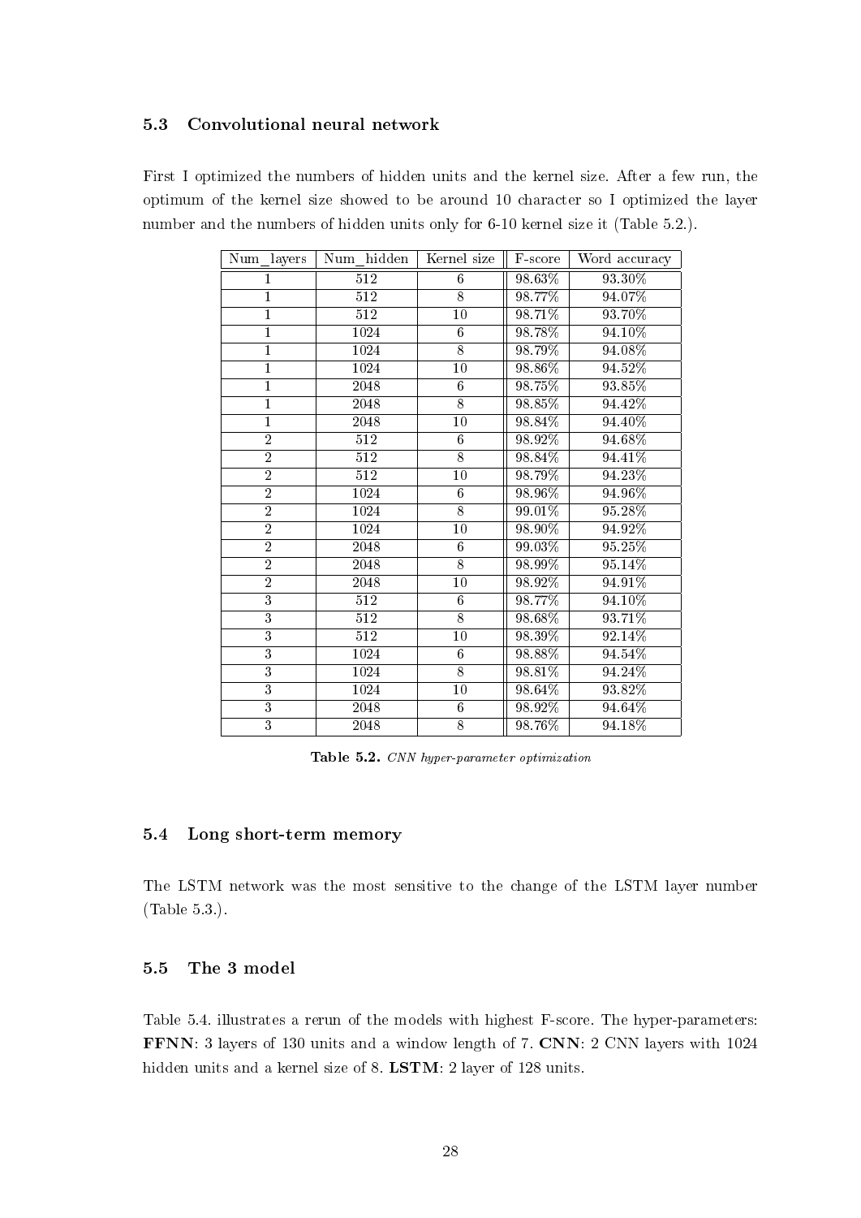### 5.3 Convolutional neural network

First I optimized the numbers of hidden units and the kernel size. After a few run, the optimum of the kernel size showed to be around 10 character so I optimized the layer number and the numbers of hidden units only for 6-10 kernel size it (Table 5.2.).

| Num_layers | Num_hidden | Kernel size | F-score | Word accuracy |
|---|---|---|---|---|
| 1 | 512 | 6 | 98.63% | 93.30% |
| 1 | 512 | 8 | 98.77% | 94.07% |
| 1 | 512 | 10 | 98.71% | 93.70% |
| 1 | 1024 | 6 | 98.78% | 94.10% |
| 1 | 1024 | 8 | 98.79% | 94.08% |
| 1 | 1024 | 10 | 98.86% | 94.52% |
| 1 | 2048 | 6 | 98.75% | 93.85% |
| 1 | 2048 | 8 | 98.85% | 94.42% |
| 1 | 2048 | 10 | 98.84% | 94.40% |
| 2 | 512 | 6 | 98.92% | 94.68% |
| 2 | 512 | 8 | 98.84% | 94.41% |
| 2 | 512 | 10 | 98.79% | 94.23% |
| 2 | 1024 | 6 | 98.96% | 94.96% |
| 2 | 1024 | 8 | 99.01% | 95.28% |
| 2 | 1024 | 10 | 98.90% | 94.92% |
| 2 | 2048 | 6 | 99.03% | 95.25% |
| 2 | 2048 | 8 | 98.99% | 95.14% |
| 2 | 2048 | 10 | 98.92% | 94.91% |
| 3 | 512 | 6 | 98.77% | 94.10% |
| 3 | 512 | 8 | 98.68% | 93.71% |
| 3 | 512 | 10 | 98.39% | 92.14% |
| 3 | 1024 | 6 | 98.88% | 94.54% |
| 3 | 1024 | 8 | 98.81% | 94.24% |
| 3 | 1024 | 10 | 98.64% | 93.82% |
| 3 | 2048 | 6 | 98.92% | 94.64% |
| 3 | 2048 | 8 | 98.76% | 94.18% |

**Table 5.2.** *CNN hyper-parameter optimization*

### 5.4 Long short-term memory

The LSTM network was the most sensitive to the change of the LSTM layer number (Table 5.3.).

### 5.5 The 3 model

Table 5.4. illustrates a rerun of the models with highest F-score. The hyper-parameters: **FFNN**: 3 layers of 130 units and a window length of 7. **CNN**: 2 CNN layers with 1024 hidden units and a kernel size of 8. **LSTM**: 2 layer of 128 units.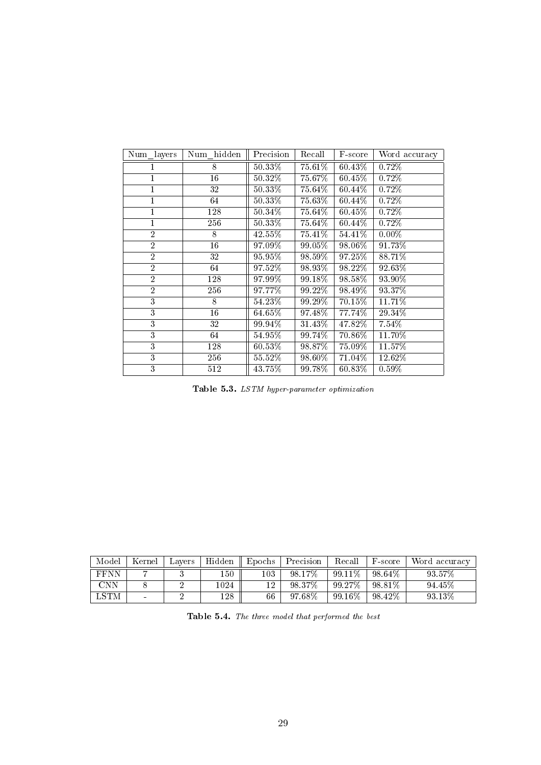| Num_layers | Num_hidden | Precision | Recall | F-score | Word accuracy |
|---|---|---|---|---|---|
| 1 | 8 | 50.33% | 75.61% | 60.43% | 0.72% |
| 1 | 16 | 50.32% | 75.67% | 60.45% | 0.72% |
| 1 | 32 | 50.33% | 75.64% | 60.44% | 0.72% |
| 1 | 64 | 50.33% | 75.63% | 60.44% | 0.72% |
| 1 | 128 | 50.34% | 75.64% | 60.45% | 0.72% |
| 1 | 256 | 50.33% | 75.64% | 60.44% | 0.72% |
| 2 | 8 | 42.55% | 75.41% | 54.41% | 0.00% |
| 2 | 16 | 97.09% | 99.05% | 98.06% | 91.73% |
| 2 | 32 | 95.95% | 98.59% | 97.25% | 88.71% |
| 2 | 64 | 97.52% | 98.93% | 98.22% | 92.63% |
| 2 | 128 | 97.99% | 99.18% | 98.58% | 93.90% |
| 2 | 256 | 97.77% | 99.22% | 98.49% | 93.37% |
| 3 | 8 | 54.23% | 99.29% | 70.15% | 11.71% |
| 3 | 16 | 64.65% | 97.48% | 77.74% | 29.34% |
| 3 | 32 | 99.94% | 31.43% | 47.82% | 7.54% |
| 3 | 64 | 54.95% | 99.74% | 70.86% | 11.70% |
| 3 | 128 | 60.53% | 98.87% | 75.09% | 11.57% |
| 3 | 256 | 55.52% | 98.60% | 71.04% | 12.62% |
| 3 | 512 | 43.75% | 99.78% | 60.83% | 0.59% |

**Table 5.3.** *LSTM hyper-parameter optimization*

| Model | Kernel | Layers | Hidden | Epochs | Precision | Recall | F-score | Word accuracy |
|---|---|---|---|---|---|---|---|---|
| FFNN | 7 | 3 | 150 | 103 | 98.17% | 99.11% | 98.64% | 93.57% |
| CNN | 8 | 2 | 1024 | 12 | 98.37% | 99.27% | 98.81% | 94.45% |
| LSTM | - | 2 | 128 | 66 | 97.68% | 99.16% | 98.42% | 93.13% |

**Table 5.4.** *The three model that performed the best*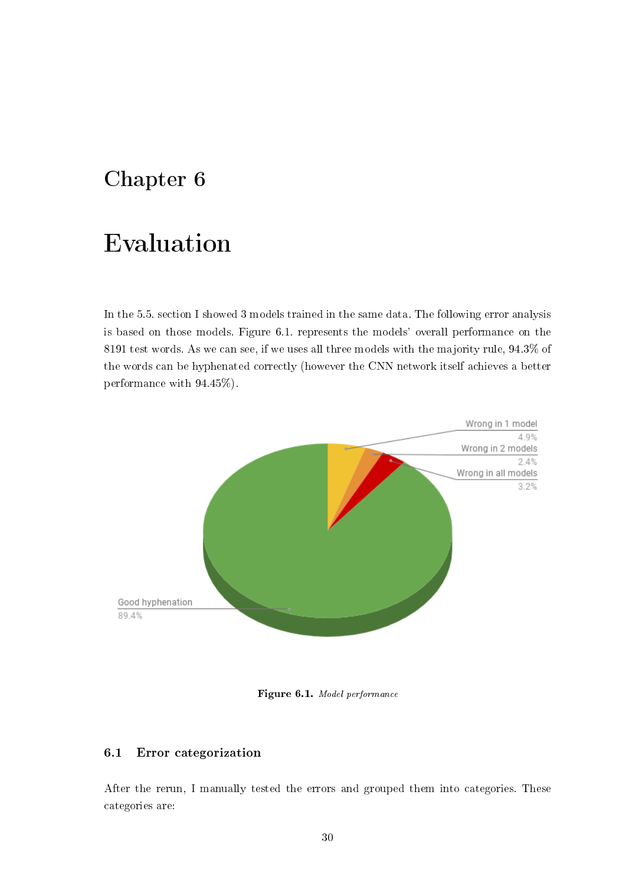# Chapter 6

# Evaluation

In the 5.5. section I showed 3 models trained in the same data. The following error analysis is based on those models. Figure 6.1. represents the models' overall performance on the 8191 test words. As we can see, if we uses all three models with the majority rule, 94.3% of the words can be hyphenated correctly (however the CNN network itself achieves a better performance with 94.45%).

**Figure 6.1.** *Model performance*

## 6.1 Error categorization

After the rerun, I manually tested the errors and grouped them into categories. These categories are: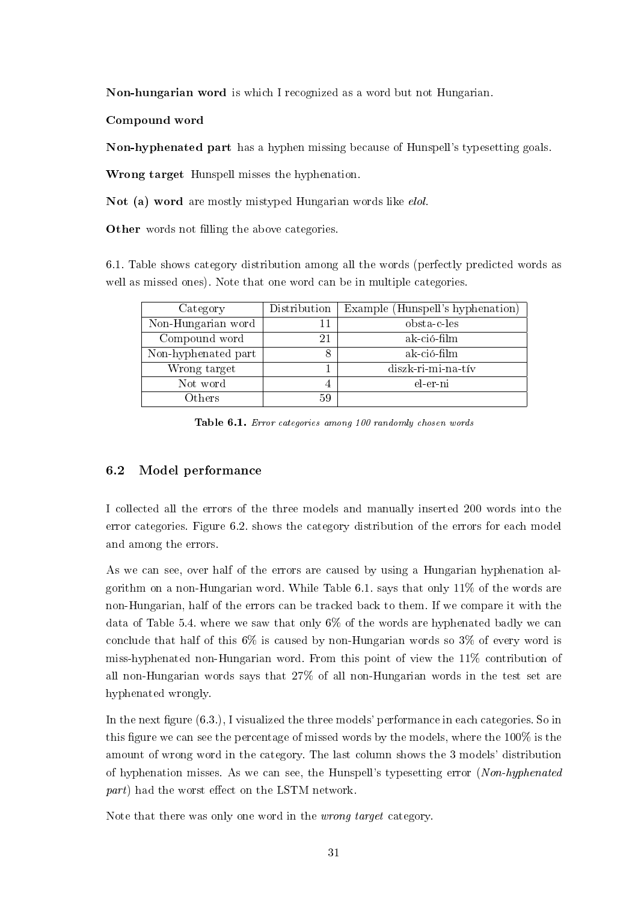**Non-hungarian word** is which I recognized as a word but not Hungarian.

**Compound word**

**Non-hyphenated part** has a hyphen missing because of Hunspell's typesetting goals.

**Wrong target** Hunspell misses the hyphenation.

**Not (a) word** are mostly mistyped Hungarian words like *elol*.

**Other** words not filling the above categories.

6.1. Table shows category distribution among all the words (perfectly predicted words as well as missed ones). Note that one word can be in multiple categories.

| Category | Distribution | Example (Hunspell's hyphenation) |
|---|---|---|
| Non-Hungarian word | 11 | obsta-c-les |
| Compound word | 21 | ak-ció-film |
| Non-hyphenated part | 8 | ak-ció-film |
| Wrong target | 1 | diszk-ri-mi-na-tív |
| Not word | 4 | el-er-ni |
| Others | 59 | |

**Table 6.1.** *Error categories among 100 randomly chosen words*

### 6.2 Model performance

I collected all the errors of the three models and manually inserted 200 words into the error categories. Figure 6.2. shows the category distribution of the errors for each model and among the errors.

As we can see, over half of the errors are caused by using a Hungarian hyphenation algorithm on a non-Hungarian word. While Table 6.1. says that only 11% of the words are non-Hungarian, half of the errors can be tracked back to them. If we compare it with the data of Table 5.4. where we saw that only 6% of the words are hyphenated badly we can conclude that half of this 6% is caused by non-Hungarian words so 3% of every word is miss-hyphenated non-Hungarian word. From this point of view the 11% contribution of all non-Hungarian words says that 27% of all non-Hungarian words in the test set are hyphenated wrongly.

In the next figure (6.3.), I visualized the three models' performance in each categories. So in this figure we can see the percentage of missed words by the models, where the 100% is the amount of wrong word in the category. The last column shows the 3 models' distribution of hyphenation misses. As we can see, the Hunspell's typesetting error (*Non-hyphenated part*) had the worst effect on the LSTM network.

Note that there was only one word in the *wrong target* category.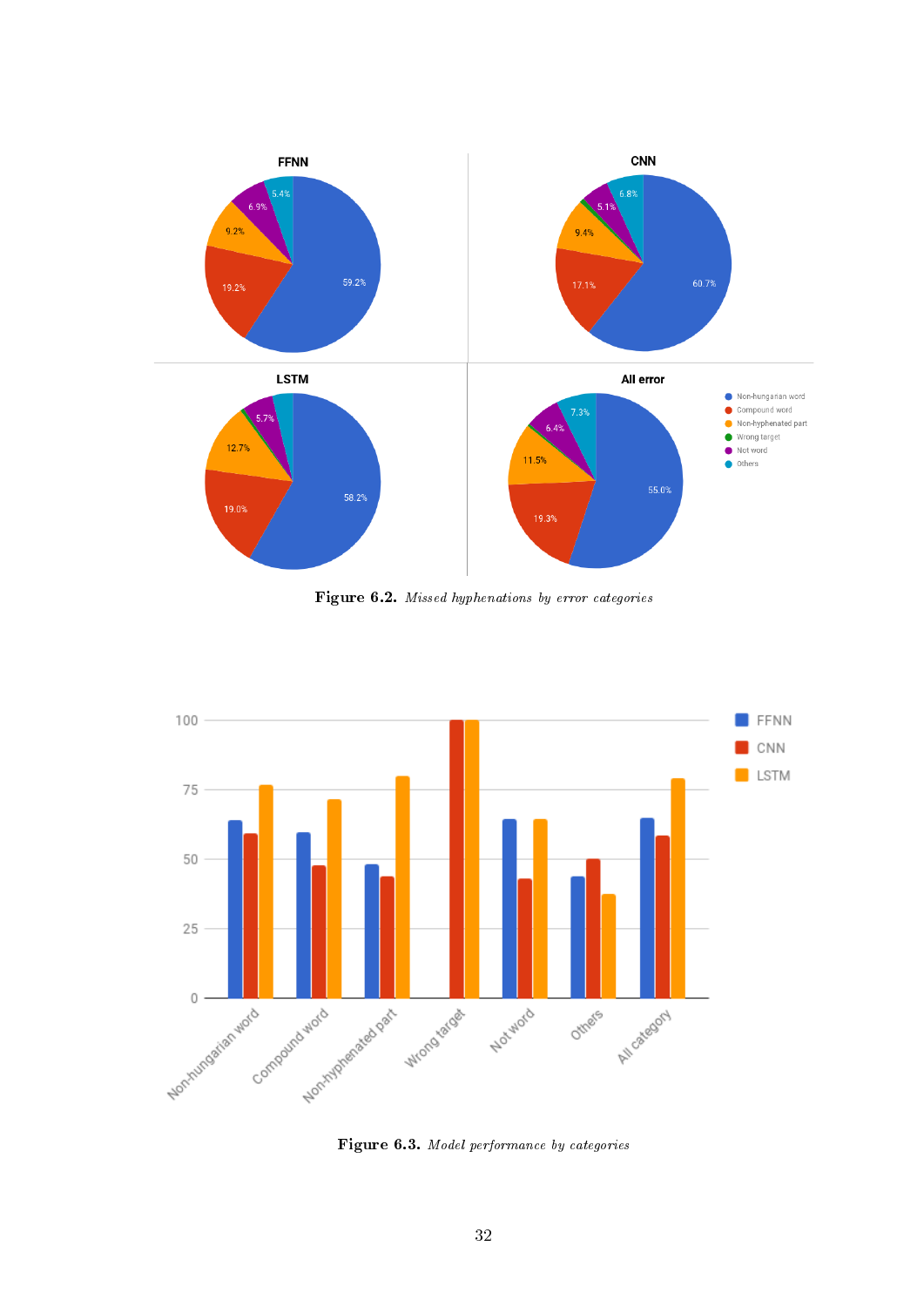**Figure 6.2.** *Missed hyphenations by error categories*

**Figure 6.3.** *Model performance by categories*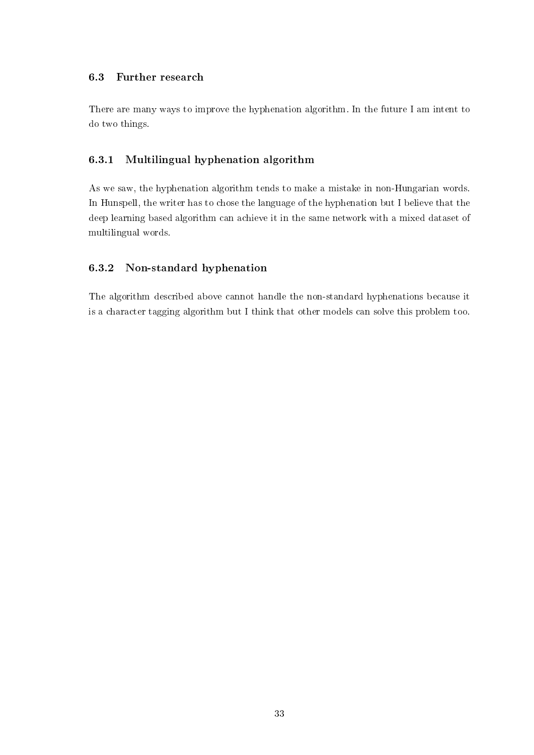## 6.3 Further research

There are many ways to improve the hyphenation algorithm. In the future I am intent to do two things.

### 6.3.1 Multilingual hyphenation algorithm

As we saw, the hyphenation algorithm tends to make a mistake in non-Hungarian words. In Hunspell, the writer has to chose the language of the hyphenation but I believe that the deep learning based algorithm can achieve it in the same network with a mixed dataset of multilingual words.

### 6.3.2 Non-standard hyphenation

The algorithm described above cannot handle the non-standard hyphenations because it is a character tagging algorithm but I think that other models can solve this problem too.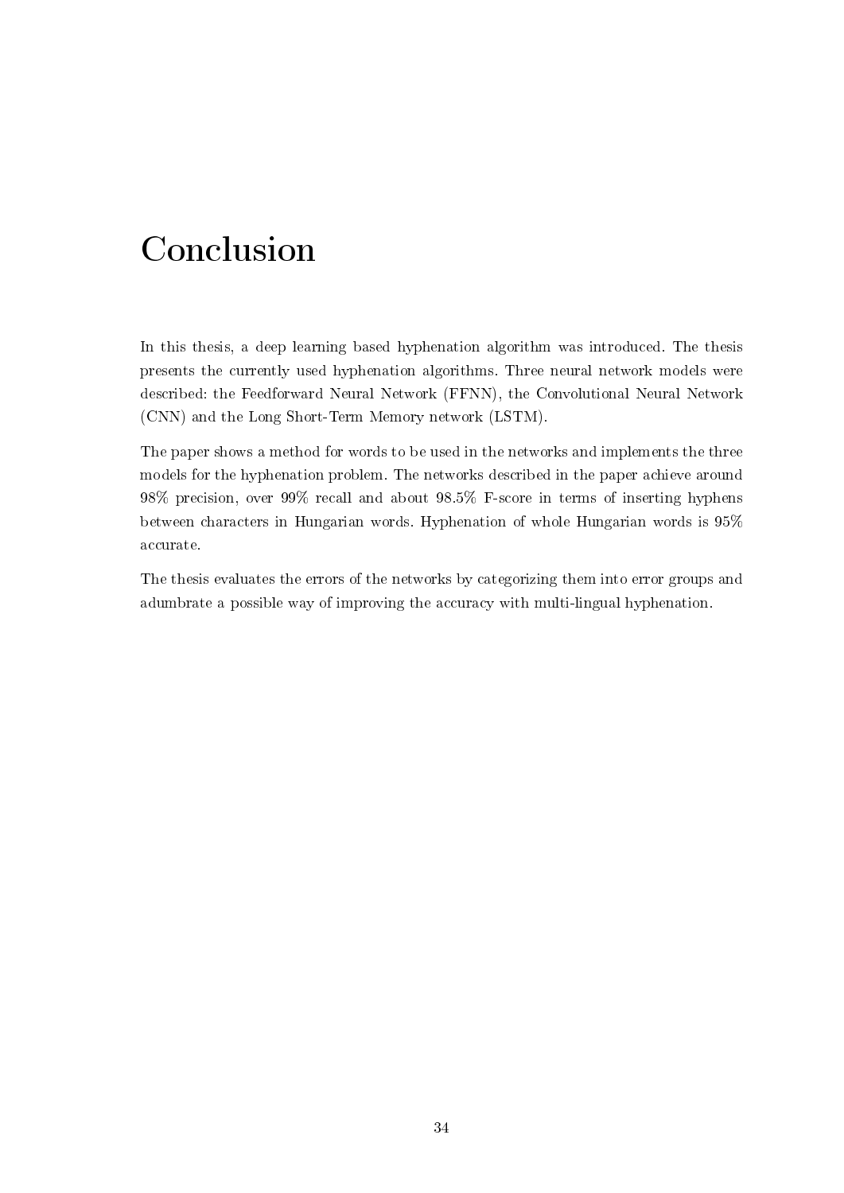# Conclusion

In this thesis, a deep learning based hyphenation algorithm was introduced. The thesis presents the currently used hyphenation algorithms. Three neural network models were described: the Feedforward Neural Network (FFNN), the Convolutional Neural Network (CNN) and the Long Short-Term Memory network (LSTM).

The paper shows a method for words to be used in the networks and implements the three models for the hyphenation problem. The networks described in the paper achieve around 98% precision, over 99% recall and about 98.5% F-score in terms of inserting hyphens between characters in Hungarian words. Hyphenation of whole Hungarian words is 95% accurate.

The thesis evaluates the errors of the networks by categorizing them into error groups and adumbrate a possible way of improving the accuracy with multi-lingual hyphenation.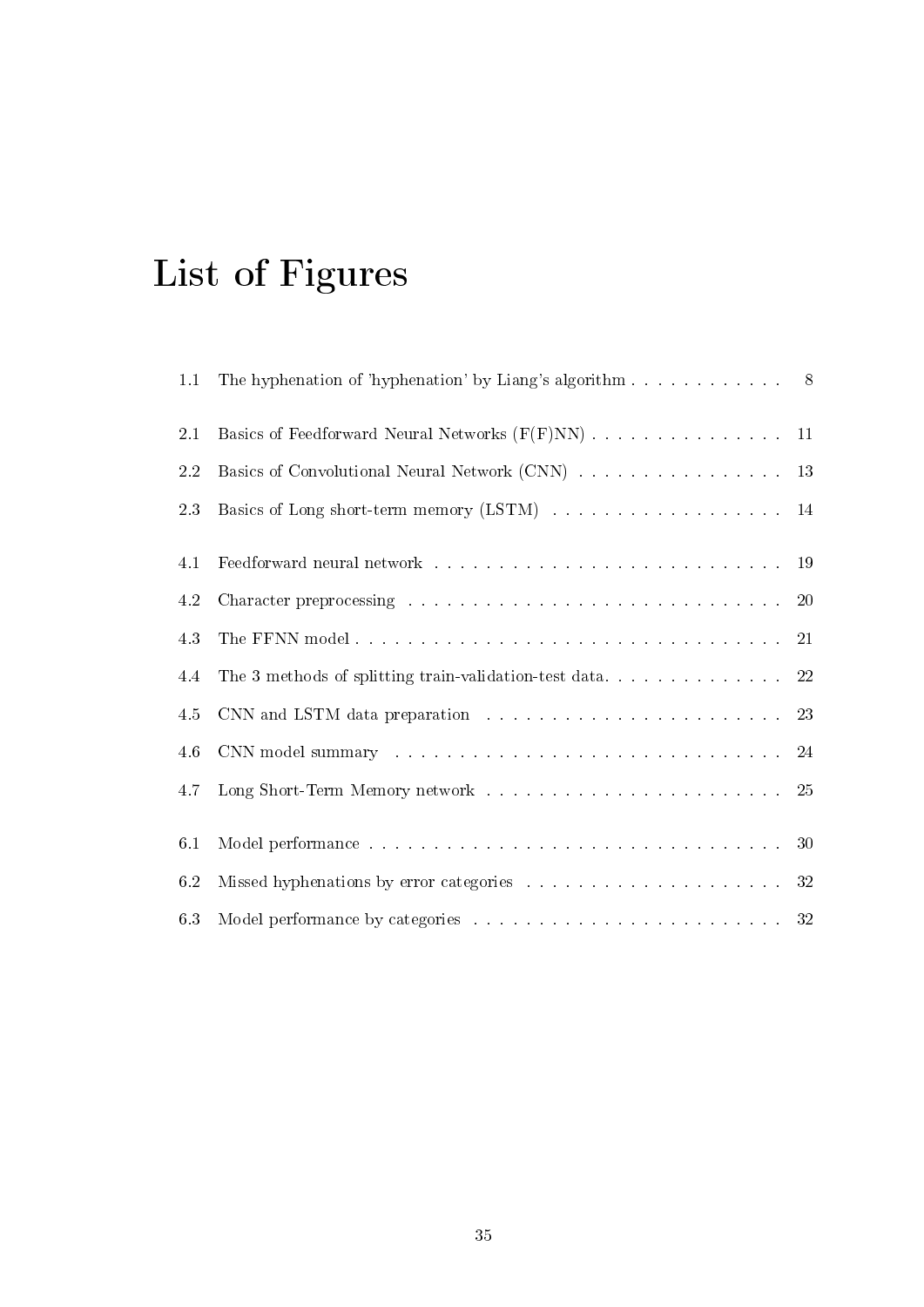# List of Figures

1.1 The hyphenation of 'hyphenation' by Liang's algorithm . . . . . . . . . . . . 8

2.1 Basics of Feedforward Neural Networks (F(F)NN) . . . . . . . . . . . . . . . . 11

2.2 Basics of Convolutional Neural Network (CNN) . . . . . . . . . . . . . . . . . 13

2.3 Basics of Long short-term memory (LSTM) . . . . . . . . . . . . . . . . . . . 14

4.1 Feedforward neural network . . . . . . . . . . . . . . . . . . . . . . . . . . . . 19

4.2 Character preprocessing . . . . . . . . . . . . . . . . . . . . . . . . . . . . . . 20

4.3 The FFNN model . . . . . . . . . . . . . . . . . . . . . . . . . . . . . . . . . . 21

4.4 The 3 methods of splitting train-validation-test data. . . . . . . . . . . . . . . 22

4.5 CNN and LSTM data preparation . . . . . . . . . . . . . . . . . . . . . . . . 23

4.6 CNN model summary . . . . . . . . . . . . . . . . . . . . . . . . . . . . . . . 24

4.7 Long Short-Term Memory network . . . . . . . . . . . . . . . . . . . . . . . . 25

6.1 Model performance . . . . . . . . . . . . . . . . . . . . . . . . . . . . . . . . . 30

6.2 Missed hyphenations by error categories . . . . . . . . . . . . . . . . . . . . . 32

6.3 Model performance by categories . . . . . . . . . . . . . . . . . . . . . . . . . 32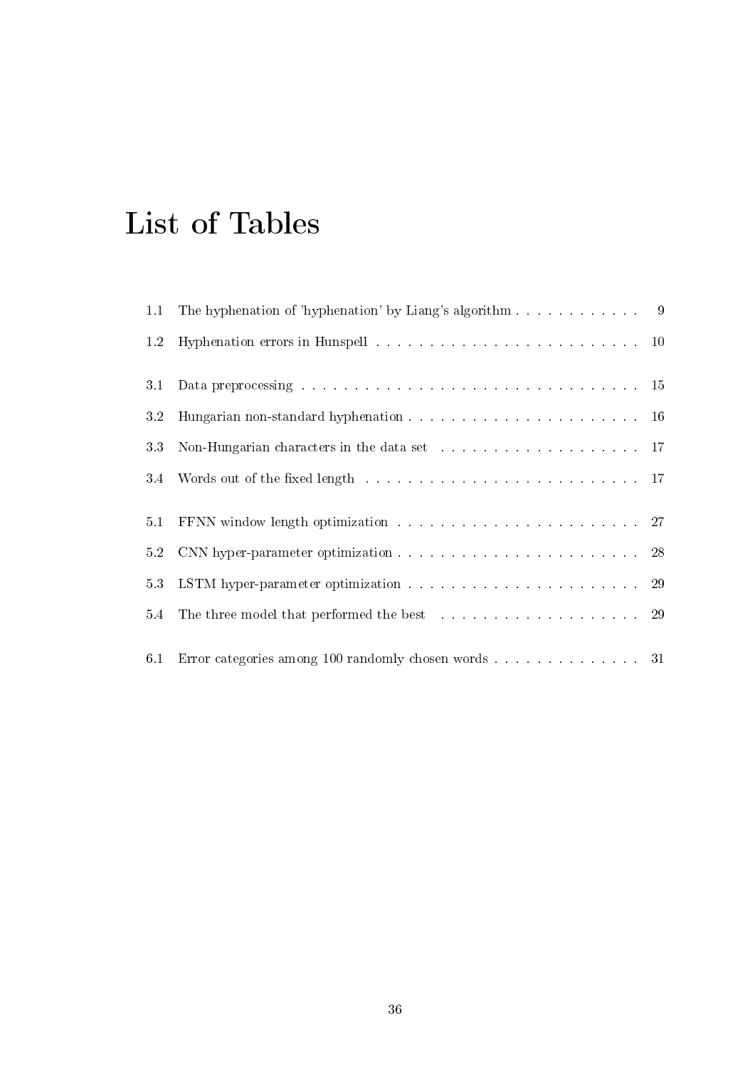# List of Tables

1.1 The hyphenation of 'hyphenation' by Liang's algorithm . . . . . . . . . . . . 9

1.2 Hyphenation errors in Hunspell . . . . . . . . . . . . . . . . . . . . . . . . . 10

3.1 Data preprocessing . . . . . . . . . . . . . . . . . . . . . . . . . . . . . . . . 15

3.2 Hungarian non-standard hyphenation . . . . . . . . . . . . . . . . . . . . . . 16

3.3 Non-Hungarian characters in the data set . . . . . . . . . . . . . . . . . . . 17

3.4 Words out of the fixed length . . . . . . . . . . . . . . . . . . . . . . . . . . 17

5.1 FFNN window length optimization . . . . . . . . . . . . . . . . . . . . . . . 27

5.2 CNN hyper-parameter optimization . . . . . . . . . . . . . . . . . . . . . . . 28

5.3 LSTM hyper-parameter optimization . . . . . . . . . . . . . . . . . . . . . . 29

5.4 The three model that performed the best . . . . . . . . . . . . . . . . . . . 29

6.1 Error categories among 100 randomly chosen words . . . . . . . . . . . . . . 31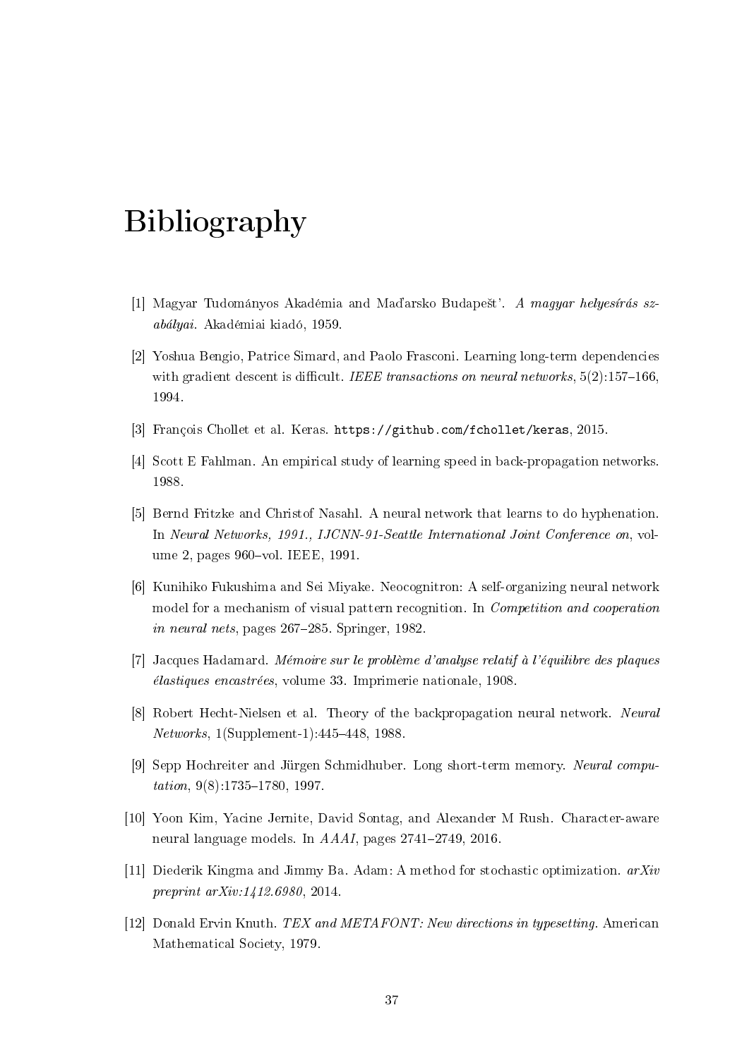# Bibliography

[1] Magyar Tudományos Akadémia and Maďarsko Budapešt'. *A magyar helyesírás szabályai.* Akadémiai kiadó, 1959.

[2] Yoshua Bengio, Patrice Simard, and Paolo Frasconi. Learning long-term dependencies with gradient descent is difficult. *IEEE transactions on neural networks*, 5(2):157–166, 1994.

[3] François Chollet et al. Keras. `https://github.com/fchollet/keras`, 2015.

[4] Scott E Fahlman. An empirical study of learning speed in back-propagation networks. 1988.

[5] Bernd Fritzke and Christof Nasahl. A neural network that learns to do hyphenation. In *Neural Networks, 1991., IJCNN-91-Seattle International Joint Conference on*, volume 2, pages 960–vol. IEEE, 1991.

[6] Kunihiko Fukushima and Sei Miyake. Neocognitron: A self-organizing neural network model for a mechanism of visual pattern recognition. In *Competition and cooperation in neural nets*, pages 267–285. Springer, 1982.

[7] Jacques Hadamard. *Mémoire sur le problème d'analyse relatif à l'équilibre des plaques élastiques encastrées*, volume 33. Imprimerie nationale, 1908.

[8] Robert Hecht-Nielsen et al. Theory of the backpropagation neural network. *Neural Networks*, 1(Supplement-1):445–448, 1988.

[9] Sepp Hochreiter and Jürgen Schmidhuber. Long short-term memory. *Neural computation*, 9(8):1735–1780, 1997.

[10] Yoon Kim, Yacine Jernite, David Sontag, and Alexander M Rush. Character-aware neural language models. In *AAAI*, pages 2741–2749, 2016.

[11] Diederik Kingma and Jimmy Ba. Adam: A method for stochastic optimization. *arXiv preprint arXiv:1412.6980*, 2014.

[12] Donald Ervin Knuth. *TEX and METAFONT: New directions in typesetting.* American Mathematical Society, 1979.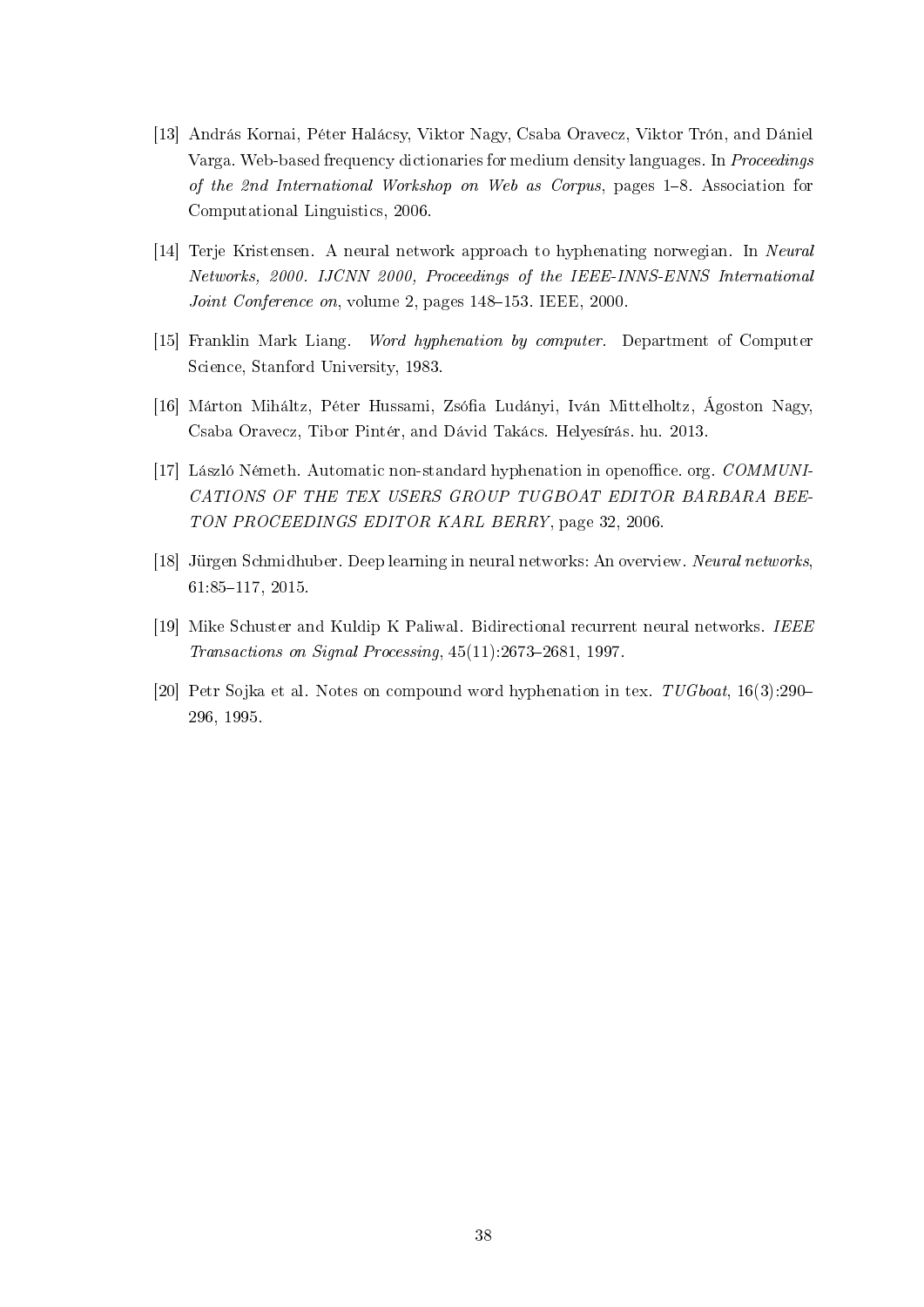[13] András Kornai, Péter Halácsy, Viktor Nagy, Csaba Oravecz, Viktor Trón, and Dániel Varga. Web-based frequency dictionaries for medium density languages. In *Proceedings of the 2nd International Workshop on Web as Corpus*, pages 1–8. Association for Computational Linguistics, 2006.

[14] Terje Kristensen. A neural network approach to hyphenating norwegian. In *Neural Networks, 2000. IJCNN 2000, Proceedings of the IEEE-INNS-ENNS International Joint Conference on*, volume 2, pages 148–153. IEEE, 2000.

[15] Franklin Mark Liang. *Word hyphenation by computer*. Department of Computer Science, Stanford University, 1983.

[16] Márton Miháltz, Péter Hussami, Zsófia Ludányi, Iván Mittelholtz, Ágoston Nagy, Csaba Oravecz, Tibor Pintér, and Dávid Takács. Helyesírás. hu. 2013.

[17] László Németh. Automatic non-standard hyphenation in openoffice. org. *COMMUNICATIONS OF THE TEX USERS GROUP TUGBOAT EDITOR BARBARA BEETON PROCEEDINGS EDITOR KARL BERRY*, page 32, 2006.

[18] Jürgen Schmidhuber. Deep learning in neural networks: An overview. *Neural networks*, 61:85–117, 2015.

[19] Mike Schuster and Kuldip K Paliwal. Bidirectional recurrent neural networks. *IEEE Transactions on Signal Processing*, 45(11):2673–2681, 1997.

[20] Petr Sojka et al. Notes on compound word hyphenation in tex. *TUGboat*, 16(3):290–296, 1995.